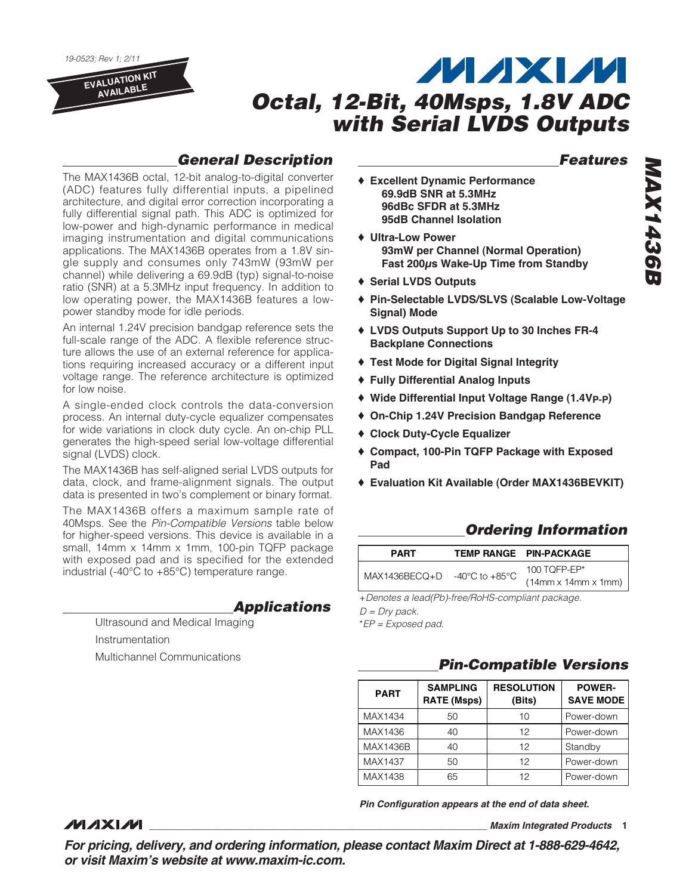19-0523; Rev 1; 2/11

EVALUATION KIT AVAILABLE

# MAXIM

# Octal, 12-Bit, 40Msps, 1.8V ADC with Serial LVDS Outputs

## General Description

The MAX1436B octal, 12-bit analog-to-digital converter (ADC) features fully differential inputs, a pipelined architecture, and digital error correction incorporating a fully differential signal path. This ADC is optimized for low-power and high-dynamic performance in medical imaging instrumentation and digital communications applications. The MAX1436B operates from a 1.8V single supply and consumes only 743mW (93mW per channel) while delivering a 69.9dB (typ) signal-to-noise ratio (SNR) at a 5.3MHz input frequency. In addition to low operating power, the MAX1436B features a low-power standby mode for idle periods.

An internal 1.24V precision bandgap reference sets the full-scale range of the ADC. A flexible reference structure allows the use of an external reference for applications requiring increased accuracy or a different input voltage range. The reference architecture is optimized for low noise.

A single-ended clock controls the data-conversion process. An internal duty-cycle equalizer compensates for wide variations in clock duty cycle. An on-chip PLL generates the high-speed serial low-voltage differential signal (LVDS) clock.

The MAX1436B has self-aligned serial LVDS outputs for data, clock, and frame-alignment signals. The output data is presented in two's complement or binary format.

The MAX1436B offers a maximum sample rate of 40Msps. See the *Pin-Compatible Versions* table below for higher-speed versions. This device is available in a small, 14mm x 14mm x 1mm, 100-pin TQFP package with exposed pad and is specified for the extended industrial (-40°C to +85°C) temperature range.

## Applications

Ultrasound and Medical Imaging

Instrumentation

Multichannel Communications

## Features

- **Excellent Dynamic Performance**
  - **69.9dB SNR at 5.3MHz**
  - **96dBc SFDR at 5.3MHz**
  - **95dB Channel Isolation**
- **Ultra-Low Power**
  - **93mW per Channel (Normal Operation)**
  - **Fast 200µs Wake-Up Time from Standby**
- **Serial LVDS Outputs**
- **Pin-Selectable LVDS/SLVS (Scalable Low-Voltage Signal) Mode**
- **LVDS Outputs Support Up to 30 Inches FR-4 Backplane Connections**
- **Test Mode for Digital Signal Integrity**
- **Fully Differential Analog Inputs**
- **Wide Differential Input Voltage Range (1.4$V_{P-P}$)**
- **On-Chip 1.24V Precision Bandgap Reference**
- **Clock Duty-Cycle Equalizer**
- **Compact, 100-Pin TQFP Package with Exposed Pad**
- **Evaluation Kit Available (Order MAX1436BEVKIT)**

## Ordering Information

| PART | TEMP RANGE | PIN-PACKAGE |
|---|---|---|
| MAX1436BECQ+D | -40°C to +85°C | 100 TQFP-EP* (14mm x 14mm x 1mm) |

*+Denotes a lead(Pb)-free/RoHS-compliant package.*

*D = Dry pack.*

**EP = Exposed pad.*

## Pin-Compatible Versions

| PART | SAMPLING RATE (Msps) | RESOLUTION (Bits) | POWER-SAVE MODE |
|---|---|---|---|
| MAX1434 | 50 | 10 | Power-down |
| MAX1436 | 40 | 12 | Power-down |
| MAX1436B | 40 | 12 | Standby |
| MAX1437 | 50 | 12 | Power-down |
| MAX1438 | 65 | 12 | Power-down |

***Pin Configuration appears at the end of data sheet.***

***For pricing, delivery, and ordering information, please contact Maxim Direct at 1-888-629-4642, or visit Maxim's website at www.maxim-ic.com.***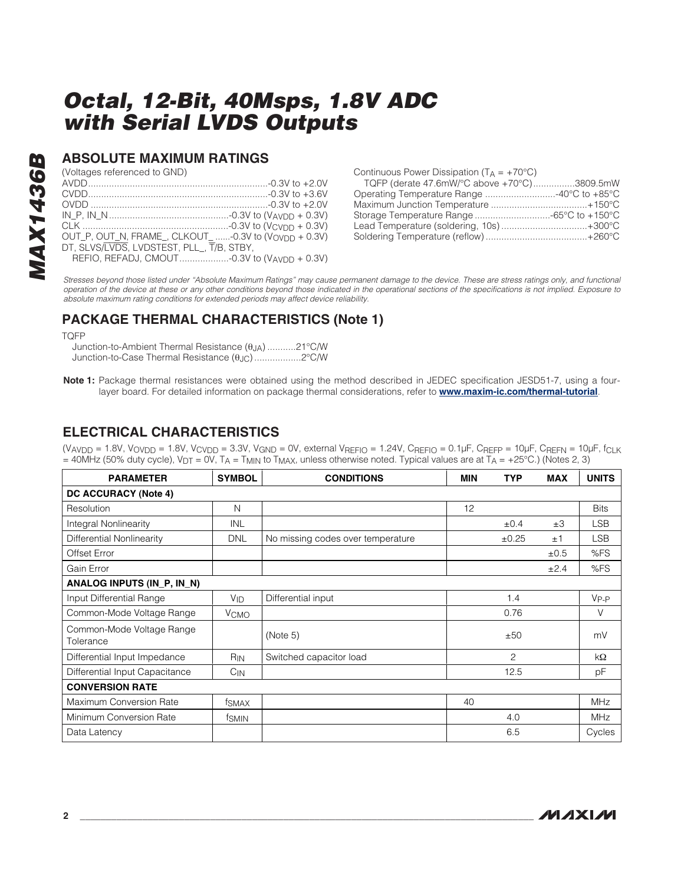## ABSOLUTE MAXIMUM RATINGS

(Voltages referenced to GND)

AVDD....................................................................-0.3V to +2.0V
CVDD....................................................................-0.3V to +3.6V
OVDD ....................................................................-0.3V to +2.0V
IN_P, IN_N.............................................-0.3V to ($V_{AVDD}$ + 0.3V)
CLK .......................................................-0.3V to ($V_{CVDD}$ + 0.3V)
OUT_P, OUT_N, FRAME_, CLKOUT_ ......-0.3V to ($V_{OVDD}$ + 0.3V)
DT, SLVS/$\overline{LVDS}$, LVDSTEST, PLL_, $\overline{T}$/B, STBY,
REFIO, REFADJ, CMOUT...................-0.3V to ($V_{AVDD}$ + 0.3V)

Continuous Power Dissipation ($T_A$ = +70°C)
TQFP (derate 47.6mW/°C above +70°C)................3809.5mW
Operating Temperature Range ...........................-40°C to +85°C
Maximum Junction Temperature .....................................+150°C
Storage Temperature Range .............................-65°C to +150°C
Lead Temperature (soldering, 10s) .................................+300°C
Soldering Temperature (reflow) .......................................+260°C

*Stresses beyond those listed under "Absolute Maximum Ratings" may cause permanent damage to the device. These are stress ratings only, and functional operation of the device at these or any other conditions beyond those indicated in the operational sections of the specifications is not implied. Exposure to absolute maximum rating conditions for extended periods may affect device reliability.*

## PACKAGE THERMAL CHARACTERISTICS (Note 1)

TQFP
Junction-to-Ambient Thermal Resistance ($\theta_{JA}$) ...........21°C/W
Junction-to-Case Thermal Resistance ($\theta_{JC}$) ..................2°C/W

**Note 1:** Package thermal resistances were obtained using the method described in JEDEC specification JESD51-7, using a four-layer board. For detailed information on package thermal considerations, refer to **www.maxim-ic.com/thermal-tutorial**.

## ELECTRICAL CHARACTERISTICS

($V_{AVDD}$ = 1.8V, $V_{OVDD}$ = 1.8V, $V_{CVDD}$ = 3.3V, $V_{GND}$ = 0V, external $V_{REFIO}$ = 1.24V, $C_{REFIO}$ = 0.1µF, $C_{REFP}$ = 10µF, $C_{REFN}$ = 10µF, $f_{CLK}$ = 40MHz (50% duty cycle), $V_{DT}$ = 0V, $T_A$ = $T_{MIN}$ to $T_{MAX}$, unless otherwise noted. Typical values are at $T_A$ = +25°C.) (Notes 2, 3)

| PARAMETER | SYMBOL | CONDITIONS | MIN | TYP | MAX | UNITS |
|---|---|---|---|---|---|---|
| **DC ACCURACY (Note 4)** | | | | | | |
| Resolution | N | | 12 | | | Bits |
| Integral Nonlinearity | INL | | | ±0.4 | ±3 | LSB |
| Differential Nonlinearity | DNL | No missing codes over temperature | | ±0.25 | ±1 | LSB |
| Offset Error | | | | | ±0.5 | %FS |
| Gain Error | | | | | ±2.4 | %FS |
| **ANALOG INPUTS (IN_P, IN_N)** | | | | | | |
| Input Differential Range | $V_{ID}$ | Differential input | | 1.4 | | $V_{P-P}$ |
| Common-Mode Voltage Range | $V_{CMO}$ | | | 0.76 | | V |
| Common-Mode Voltage Range Tolerance | | (Note 5) | | ±50 | | mV |
| Differential Input Impedance | $R_{IN}$ | Switched capacitor load | | 2 | | kΩ |
| Differential Input Capacitance | $C_{IN}$ | | | 12.5 | | pF |
| **CONVERSION RATE** | | | | | | |
| Maximum Conversion Rate | $f_{SMAX}$ | | 40 | | | MHz |
| Minimum Conversion Rate | $f_{SMIN}$ | | | 4.0 | | MHz |
| Data Latency | | | | 6.5 | | Cycles |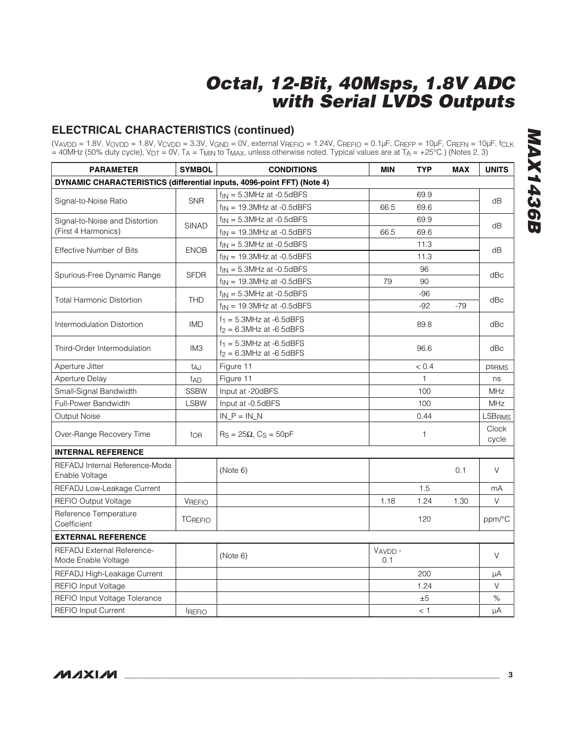## ELECTRICAL CHARACTERISTICS (continued)

($V_{AVDD}$ = 1.8V, $V_{OVDD}$ = 1.8V, $V_{CVDD}$ = 3.3V, $V_{GND}$ = 0V, external $V_{REFIO}$ = 1.24V, $C_{REFIO}$ = 0.1µF, $C_{REFP}$ = 10µF, $C_{REFN}$ = 10µF, $f_{CLK}$ = 40MHz (50% duty cycle), $V_{DT}$ = 0V, $T_A$ = $T_{MIN}$ to $T_{MAX}$, unless otherwise noted. Typical values are at $T_A$ = +25°C.) (Notes 2, 3)

| PARAMETER | SYMBOL | CONDITIONS | MIN | TYP | MAX | UNITS |
|---|---|---|---|---|---|---|
| **DYNAMIC CHARACTERISTICS (differential inputs, 4096-point FFT) (Note 4)** | | | | | | |
| Signal-to-Noise Ratio | SNR | $f_{IN}$ = 5.3MHz at -0.5dBFS | | 69.9 | | dB |
| | | $f_{IN}$ = 19.3MHz at -0.5dBFS | 66.5 | 69.6 | | |
| Signal-to-Noise and Distortion (First 4 Harmonics) | SINAD | $f_{IN}$ = 5.3MHz at -0.5dBFS | | 69.9 | | dB |
| | | $f_{IN}$ = 19.3MHz at -0.5dBFS | 66.5 | 69.6 | | |
| Effective Number of Bits | ENOB | $f_{IN}$ = 5.3MHz at -0.5dBFS | | 11.3 | | dB |
| | | $f_{IN}$ = 19.3MHz at -0.5dBFS | | 11.3 | | |
| Spurious-Free Dynamic Range | SFDR | $f_{IN}$ = 5.3MHz at -0.5dBFS | | 96 | | dBc |
| | | $f_{IN}$ = 19.3MHz at -0.5dBFS | 79 | 90 | | |
| Total Harmonic Distortion | THD | $f_{IN}$ = 5.3MHz at -0.5dBFS | | -96 | | dBc |
| | | $f_{IN}$ = 19.3MHz at -0.5dBFS | | -92 | -79 | |
| Intermodulation Distortion | IMD | $f_1$ = 5.3MHz at -6.5dBFS<br>$f_2$ = 6.3MHz at -6.5dBFS | | 89.8 | | dBc |
| Third-Order Intermodulation | IM3 | $f_1$ = 5.3MHz at -6.5dBFS<br>$f_2$ = 6.3MHz at -6.5dBFS | | 96.6 | | dBc |
| Aperture Jitter | $t_{AJ}$ | Figure 11 | | < 0.4 | | $ps_{RMS}$ |
| Aperture Delay | $t_{AD}$ | Figure 11 | | 1 | | ns |
| Small-Signal Bandwidth | SSBW | Input at -20dBFS | | 100 | | MHz |
| Full-Power Bandwidth | LSBW | Input at -0.5dBFS | | 100 | | MHz |
| Output Noise | | IN_P = IN_N | | 0.44 | | $LSB_{RMS}$ |
| Over-Range Recovery Time | $t_{OR}$ | $R_S$ = 25Ω, $C_S$ = 50pF | | 1 | | Clock cycle |
| **INTERNAL REFERENCE** | | | | | | |
| REFADJ Internal Reference-Mode Enable Voltage | | (Note 6) | | | 0.1 | V |
| REFADJ Low-Leakage Current | | | | 1.5 | | mA |
| REFIO Output Voltage | $V_{REFIO}$ | | 1.18 | 1.24 | 1.30 | V |
| Reference Temperature Coefficient | $TC_{REFIO}$ | | | 120 | | ppm/°C |
| **EXTERNAL REFERENCE** | | | | | | |
| REFADJ External Reference-Mode Enable Voltage | | (Note 6) | $V_{AVDD}$ - 0.1 | | | V |
| REFADJ High-Leakage Current | | | | 200 | | µA |
| REFIO Input Voltage | | | | 1.24 | | V |
| REFIO Input Voltage Tolerance | | | | ±5 | | % |
| REFIO Input Current | $I_{REFIO}$ | | | < 1 | | µA |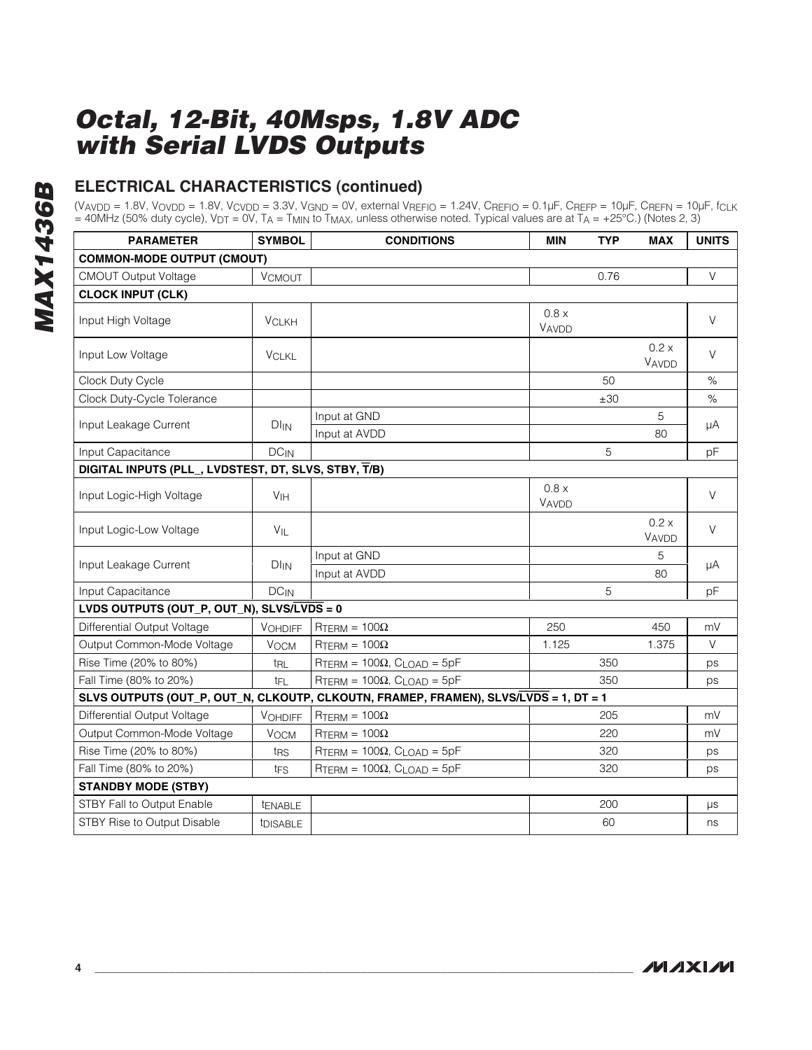## ELECTRICAL CHARACTERISTICS (continued)

($V_{AVDD}$ = 1.8V, $V_{OVDD}$ = 1.8V, $V_{CVDD}$ = 3.3V, $V_{GND}$ = 0V, external $V_{REFIO}$ = 1.24V, $C_{REFIO}$ = 0.1µF, $C_{REFP}$ = 10µF, $C_{REFN}$ = 10µF, $f_{CLK}$ = 40MHz (50% duty cycle), $V_{DT}$ = 0V, $T_A$ = $T_{MIN}$ to $T_{MAX}$, unless otherwise noted. Typical values are at $T_A$ = +25°C.) (Notes 2, 3)

| PARAMETER | SYMBOL | CONDITIONS | MIN | TYP | MAX | UNITS |
|---|---|---|---|---|---|---|
| **COMMON-MODE OUTPUT (CMOUT)** | | | | | | |
| CMOUT Output Voltage | $V_{CMOUT}$ | | | 0.76 | | V |
| **CLOCK INPUT (CLK)** | | | | | | |
| Input High Voltage | $V_{CLKH}$ | | 0.8 x $V_{AVDD}$ | | | V |
| Input Low Voltage | $V_{CLKL}$ | | | | 0.2 x $V_{AVDD}$ | V |
| Clock Duty Cycle | | | | 50 | | % |
| Clock Duty-Cycle Tolerance | | | | ±30 | | % |
| Input Leakage Current | $DI_{IN}$ | Input at GND | | | 5 | µA |
| | | Input at AVDD | | | 80 | |
| Input Capacitance | $DC_{IN}$ | | | 5 | | pF |
| **DIGITAL INPUTS (PLL_, LVDSTEST, DT, SLVS, STBY, $\overline{T}$/B)** | | | | | | |
| Input Logic-High Voltage | $V_{IH}$ | | 0.8 x $V_{AVDD}$ | | | V |
| Input Logic-Low Voltage | $V_{IL}$ | | | | 0.2 x $V_{AVDD}$ | V |
| Input Leakage Current | $DI_{IN}$ | Input at GND | | | 5 | µA |
| | | Input at AVDD | | | 80 | |
| Input Capacitance | $DC_{IN}$ | | | 5 | | pF |
| **LVDS OUTPUTS (OUT_P, OUT_N), SLVS/$\overline{LVDS}$ = 0** | | | | | | |
| Differential Output Voltage | $V_{OHDIFF}$ | $R_{TERM}$ = 100Ω | 250 | | 450 | mV |
| Output Common-Mode Voltage | $V_{OCM}$ | $R_{TERM}$ = 100Ω | 1.125 | | 1.375 | V |
| Rise Time (20% to 80%) | $t_{RL}$ | $R_{TERM}$ = 100Ω, $C_{LOAD}$ = 5pF | | 350 | | ps |
| Fall Time (80% to 20%) | $t_{FL}$ | $R_{TERM}$ = 100Ω, $C_{LOAD}$ = 5pF | | 350 | | ps |
| **SLVS OUTPUTS (OUT_P, OUT_N, CLKOUTP, CLKOUTN, FRAMEP, FRAMEN), SLVS/$\overline{LVDS}$ = 1, DT = 1** | | | | | | |
| Differential Output Voltage | $V_{OHDIFF}$ | $R_{TERM}$ = 100Ω | | 205 | | mV |
| Output Common-Mode Voltage | $V_{OCM}$ | $R_{TERM}$ = 100Ω | | 220 | | mV |
| Rise Time (20% to 80%) | $t_{RS}$ | $R_{TERM}$ = 100Ω, $C_{LOAD}$ = 5pF | | 320 | | ps |
| Fall Time (80% to 20%) | $t_{FS}$ | $R_{TERM}$ = 100Ω, $C_{LOAD}$ = 5pF | | 320 | | ps |
| **STANDBY MODE (STBY)** | | | | | | |
| STBY Fall to Output Enable | $t_{ENABLE}$ | | | 200 | | µs |
| STBY Rise to Output Disable | $t_{DISABLE}$ | | | 60 | | ns |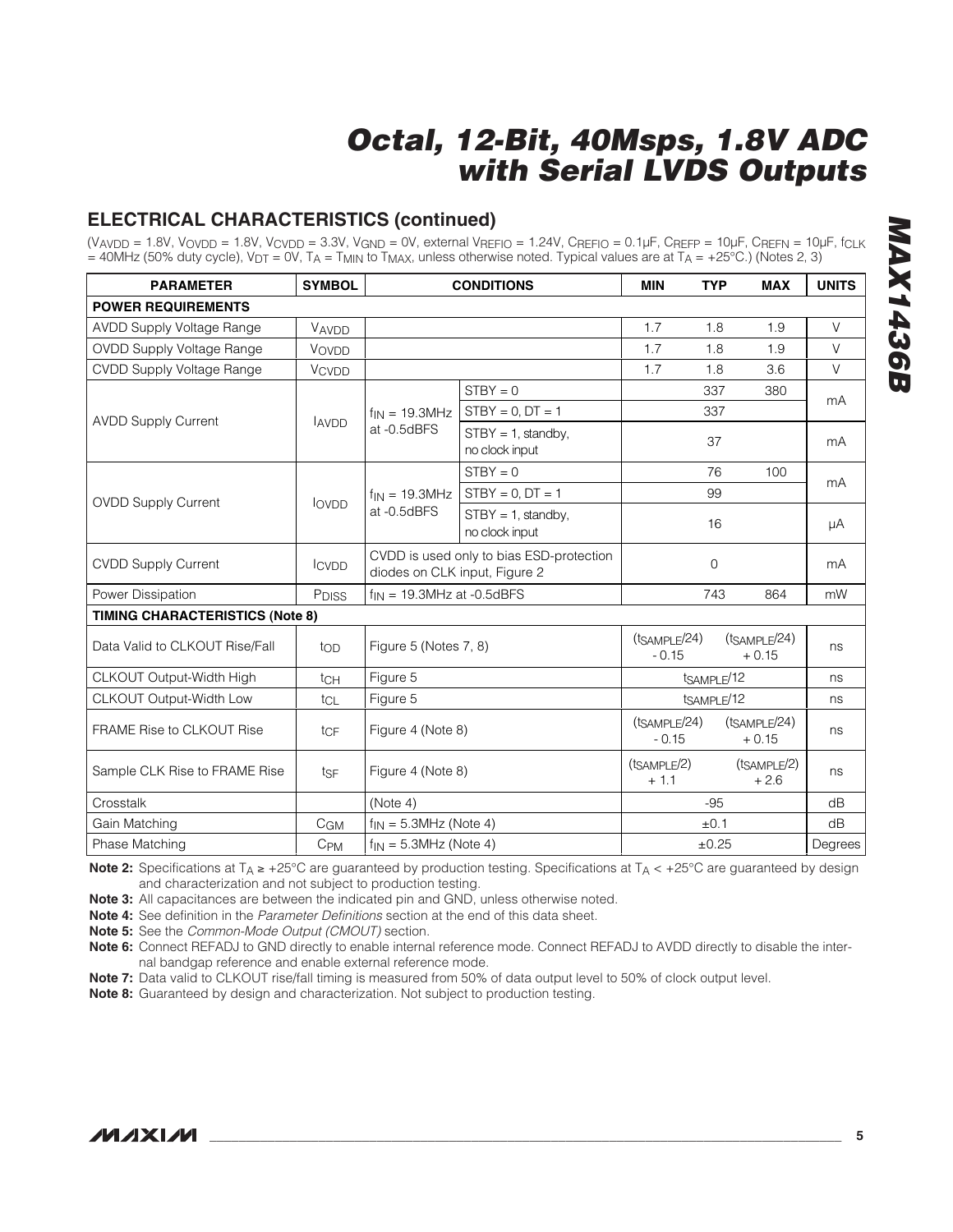## ELECTRICAL CHARACTERISTICS (continued)

($V_{AVDD}$ = 1.8V, $V_{OVDD}$ = 1.8V, $V_{CVDD}$ = 3.3V, $V_{GND}$ = 0V, external $V_{REFIO}$ = 1.24V, $C_{REFIO}$ = 0.1µF, $C_{REFP}$ = 10µF, $C_{REFN}$ = 10µF, $f_{CLK}$ = 40MHz (50% duty cycle), $V_{DT}$ = 0V, $T_A$ = $T_{MIN}$ to $T_{MAX}$, unless otherwise noted. Typical values are at $T_A$ = +25°C.) (Notes 2, 3)

| PARAMETER | SYMBOL | CONDITIONS | | MIN | TYP | MAX | UNITS |
|---|---|---|---|---|---|---|---|
| **POWER REQUIREMENTS** | | | | | | | |
| AVDD Supply Voltage Range | $V_{AVDD}$ | | | 1.7 | 1.8 | 1.9 | V |
| OVDD Supply Voltage Range | $V_{OVDD}$ | | | 1.7 | 1.8 | 1.9 | V |
| CVDD Supply Voltage Range | $V_{CVDD}$ | | | 1.7 | 1.8 | 3.6 | V |
| AVDD Supply Current | $I_{AVDD}$ | $f_{IN}$ = 19.3MHz at -0.5dBFS | STBY = 0 | | 337 | 380 | mA |
| | | | STBY = 0, DT = 1 | | 337 | | mA |
| | | | STBY = 1, standby, no clock input | | 37 | | mA |
| OVDD Supply Current | $I_{OVDD}$ | $f_{IN}$ = 19.3MHz at -0.5dBFS | STBY = 0 | | 76 | 100 | mA |
| | | | STBY = 0, DT = 1 | | 99 | | mA |
| | | | STBY = 1, standby, no clock input | | 16 | | µA |
| CVDD Supply Current | $I_{CVDD}$ | CVDD is used only to bias ESD-protection diodes on CLK input, Figure 2 | | | 0 | | mA |
| Power Dissipation | $P_{DISS}$ | $f_{IN}$ = 19.3MHz at -0.5dBFS | | | 743 | 864 | mW |
| **TIMING CHARACTERISTICS (Note 8)** | | | | | | | |
| Data Valid to CLKOUT Rise/Fall | $t_{OD}$ | Figure 5 (Notes 7, 8) | | ($t_{SAMPLE}$/24) - 0.15 | | ($t_{SAMPLE}$/24) + 0.15 | ns |
| CLKOUT Output-Width High | $t_{CH}$ | Figure 5 | | | $t_{SAMPLE}$/12 | | ns |
| CLKOUT Output-Width Low | $t_{CL}$ | Figure 5 | | | $t_{SAMPLE}$/12 | | ns |
| FRAME Rise to CLKOUT Rise | $t_{CF}$ | Figure 4 (Note 8) | | ($t_{SAMPLE}$/24) - 0.15 | | ($t_{SAMPLE}$/24) + 0.15 | ns |
| Sample CLK Rise to FRAME Rise | $t_{SF}$ | Figure 4 (Note 8) | | ($t_{SAMPLE}$/2) + 1.1 | | ($t_{SAMPLE}$/2) + 2.6 | ns |
| Crosstalk | | (Note 4) | | | -95 | | dB |
| Gain Matching | $C_{GM}$ | $f_{IN}$ = 5.3MHz (Note 4) | | | ±0.1 | | dB |
| Phase Matching | $C_{PM}$ | $f_{IN}$ = 5.3MHz (Note 4) | | | ±0.25 | | Degrees |

**Note 2:** Specifications at $T_A$ ≥ +25°C are guaranteed by production testing. Specifications at $T_A$ < +25°C are guaranteed by design and characterization and not subject to production testing.

**Note 3:** All capacitances are between the indicated pin and GND, unless otherwise noted.

**Note 4:** See definition in the *Parameter Definitions* section at the end of this data sheet.

**Note 5:** See the *Common-Mode Output (CMOUT)* section.

**Note 6:** Connect REFADJ to GND directly to enable internal reference mode. Connect REFADJ to AVDD directly to disable the internal bandgap reference and enable external reference mode.

**Note 7:** Data valid to CLKOUT rise/fall timing is measured from 50% of data output level to 50% of clock output level.

**Note 8:** Guaranteed by design and characterization. Not subject to production testing.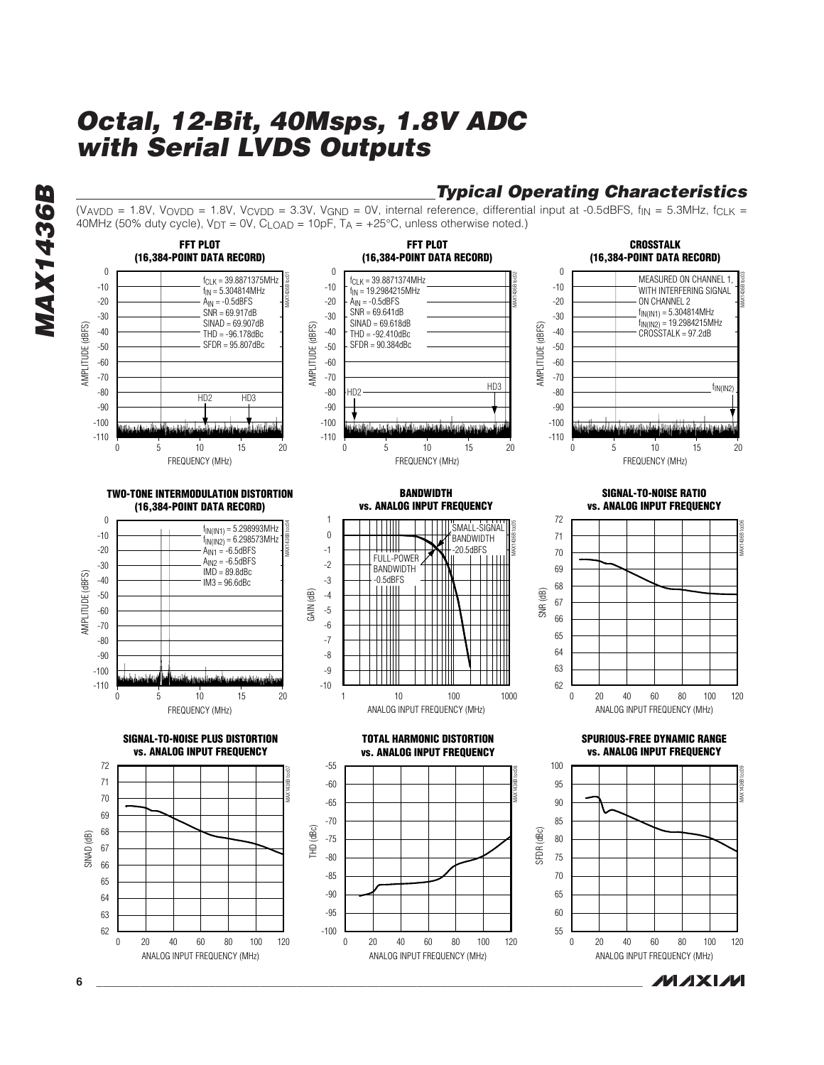## Typical Operating Characteristics

($V_{AVDD}$ = 1.8V, $V_{OVDD}$ = 1.8V, $V_{CVDD}$ = 3.3V, $V_{GND}$ = 0V, internal reference, differential input at -0.5dBFS, $f_{IN}$ = 5.3MHz, $f_{CLK}$ = 40MHz (50% duty cycle), $V_{DT}$ = 0V, $C_{LOAD}$ = 10pF, $T_A$ = +25°C, unless otherwise noted.)

**FFT PLOT (16,384-POINT DATA RECORD)**

$f_{CLK}$ = 39.8871375MHz
$f_{IN}$ = 5.304814MHz
$A_{IN}$ = -0.5dBFS
SNR = 69.917dB
SINAD = 69.907dB
THD = -96.178dBc
SFDR = 95.807dBc

AMPLITUDE (dBFS) vs. FREQUENCY (MHz); markers HD2, HD3

**FFT PLOT (16,384-POINT DATA RECORD)**

$f_{CLK}$ = 39.8871374MHz
$f_{IN}$ = 19.2984215MHz
$A_{IN}$ = -0.5dBFS
SNR = 69.641dB
SINAD = 69.618dB
THD = -92.410dBc
SFDR = 90.384dBc

AMPLITUDE (dBFS) vs. FREQUENCY (MHz); markers HD2, HD3

**CROSSTALK (16,384-POINT DATA RECORD)**

MEASURED ON CHANNEL 1, WITH INTERFERING SIGNAL ON CHANNEL 2
$f_{IN(IN1)}$ = 5.304814MHz
$f_{IN(IN2)}$ = 19.2984215MHz
CROSSTALK = 97.2dB

AMPLITUDE (dBFS) vs. FREQUENCY (MHz); marker $f_{IN(IN2)}$

**TWO-TONE INTERMODULATION DISTORTION (16,384-POINT DATA RECORD)**

$f_{IN(IN1)}$ = 5.298993MHz
$f_{IN(IN2)}$ = 6.298573MHz
$A_{IN1}$ = -6.5dBFS
$A_{IN2}$ = -6.5dBFS
IMD = 89.8dBc
IM3 = 96.6dBc

AMPLITUDE (dBFS) vs. FREQUENCY (MHz)

**BANDWIDTH vs. ANALOG INPUT FREQUENCY**

GAIN (dB) vs. ANALOG INPUT FREQUENCY (MHz); curves: SMALL-SIGNAL BANDWIDTH -20.5dBFS, FULL-POWER BANDWIDTH -0.5dBFS

**SIGNAL-TO-NOISE RATIO vs. ANALOG INPUT FREQUENCY**

SNR (dB) vs. ANALOG INPUT FREQUENCY (MHz)

**SIGNAL-TO-NOISE PLUS DISTORTION vs. ANALOG INPUT FREQUENCY**

SINAD (dB) vs. ANALOG INPUT FREQUENCY (MHz)

**TOTAL HARMONIC DISTORTION vs. ANALOG INPUT FREQUENCY**

THD (dBc) vs. ANALOG INPUT FREQUENCY (MHz)

**SPURIOUS-FREE DYNAMIC RANGE vs. ANALOG INPUT FREQUENCY**

SFDR (dBc) vs. ANALOG INPUT FREQUENCY (MHz)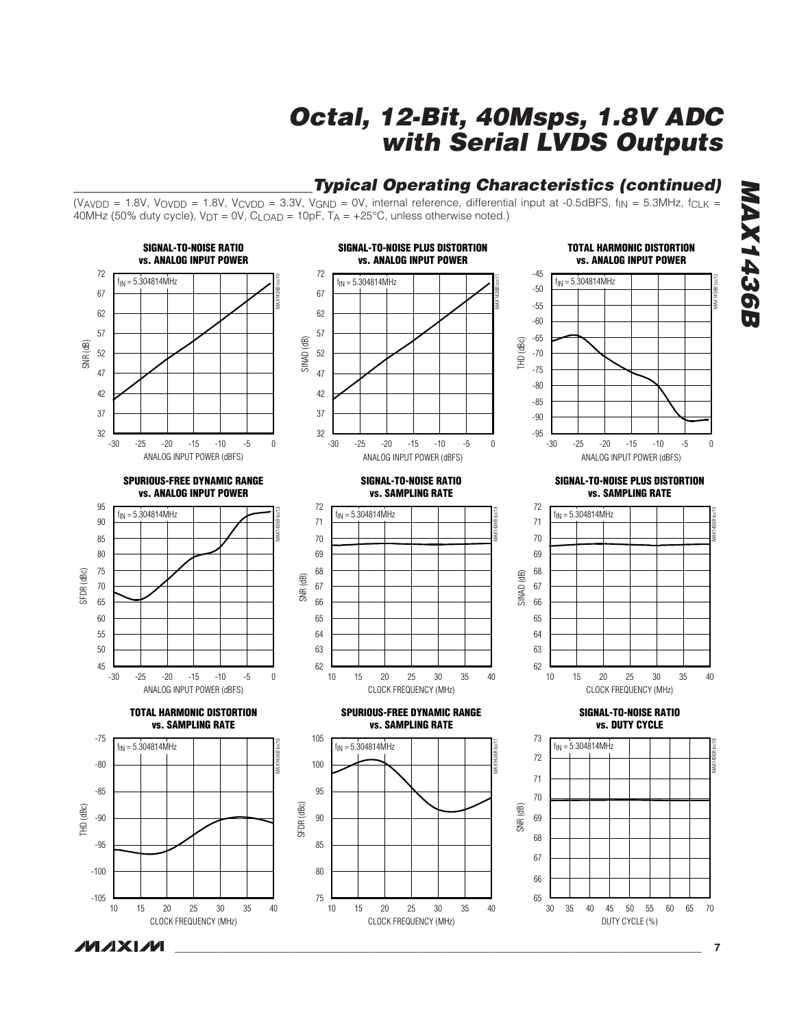## Typical Operating Characteristics (continued)

($V_{AVDD}$ = 1.8V, $V_{OVDD}$ = 1.8V, $V_{CVDD}$ = 3.3V, $V_{GND}$ = 0V, internal reference, differential input at -0.5dBFS, $f_{IN}$ = 5.3MHz, $f_{CLK}$ = 40MHz (50% duty cycle), $V_{DT}$ = 0V, $C_{LOAD}$ = 10pF, $T_A$ = +25°C, unless otherwise noted.)

**SIGNAL-TO-NOISE RATIO vs. ANALOG INPUT POWER**

$f_{IN}$ = 5.304814MHz

SNR (dB) vs. ANALOG INPUT POWER (dBFS)

**SIGNAL-TO-NOISE PLUS DISTORTION vs. ANALOG INPUT POWER**

$f_{IN}$ = 5.304814MHz

SINAD (dB) vs. ANALOG INPUT POWER (dBFS)

**TOTAL HARMONIC DISTORTION vs. ANALOG INPUT POWER**

$f_{IN}$ = 5.304814MHz

THD (dBc) vs. ANALOG INPUT POWER (dBFS)

**SPURIOUS-FREE DYNAMIC RANGE vs. ANALOG INPUT POWER**

$f_{IN}$ = 5.304814MHz

SFDR (dBc) vs. ANALOG INPUT POWER (dBFS)

**SIGNAL-TO-NOISE RATIO vs. SAMPLING RATE**

$f_{IN}$ = 5.304814MHz

SNR (dB) vs. CLOCK FREQUENCY (MHz)

**SIGNAL-TO-NOISE PLUS DISTORTION vs. SAMPLING RATE**

$f_{IN}$ = 5.304814MHz

SINAD (dB) vs. CLOCK FREQUENCY (MHz)

**TOTAL HARMONIC DISTORTION vs. SAMPLING RATE**

$f_{IN}$ = 5.304814MHz

THD (dBc) vs. CLOCK FREQUENCY (MHz)

**SPURIOUS-FREE DYNAMIC RANGE vs. SAMPLING RATE**

$f_{IN}$ = 5.304814MHz

SFDR (dBc) vs. CLOCK FREQUENCY (MHz)

**SIGNAL-TO-NOISE RATIO vs. DUTY CYCLE**

$f_{IN}$ = 5.304814MHz

SNR (dB) vs. DUTY CYCLE (%)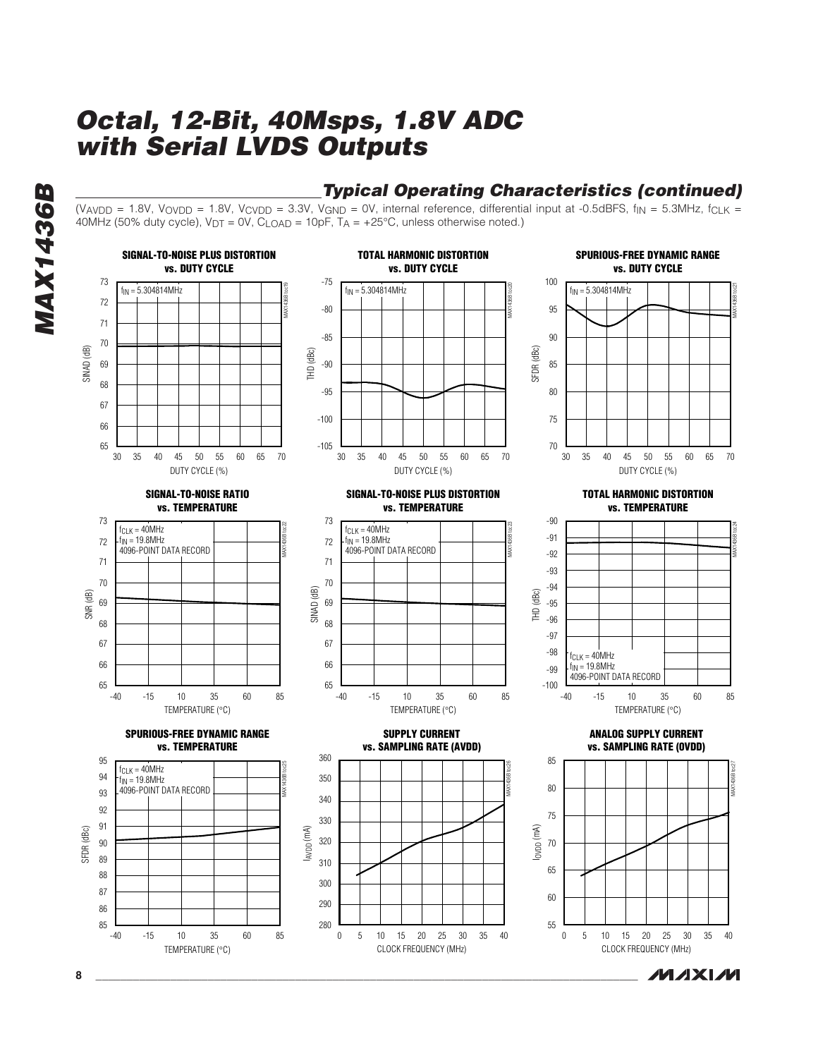## Typical Operating Characteristics (continued)

($V_{AVDD}$ = 1.8V, $V_{OVDD}$ = 1.8V, $V_{CVDD}$ = 3.3V, $V_{GND}$ = 0V, internal reference, differential input at -0.5dBFS, $f_{IN}$ = 5.3MHz, $f_{CLK}$ = 40MHz (50% duty cycle), $V_{DT}$ = 0V, $C_{LOAD}$ = 10pF, $T_A$ = +25°C, unless otherwise noted.)

**SIGNAL-TO-NOISE PLUS DISTORTION vs. DUTY CYCLE**

$f_{IN}$ = 5.304814MHz

SINAD (dB) vs. DUTY CYCLE (%)

MAX14368 toc19

**TOTAL HARMONIC DISTORTION vs. DUTY CYCLE**

$f_{IN}$ = 5.304814MHz

THD (dBc) vs. DUTY CYCLE (%)

MAX14368 toc20

**SPURIOUS-FREE DYNAMIC RANGE vs. DUTY CYCLE**

$f_{IN}$ = 5.304814MHz

SFDR (dBc) vs. DUTY CYCLE (%)

MAX14368 toc21

**SIGNAL-TO-NOISE RATIO vs. TEMPERATURE**

$f_{CLK}$ = 40MHz
$f_{IN}$ = 19.8MHz
4096-POINT DATA RECORD

SNR (dB) vs. TEMPERATURE (°C)

MAX14368 toc22

**SIGNAL-TO-NOISE PLUS DISTORTION vs. TEMPERATURE**

$f_{CLK}$ = 40MHz
$f_{IN}$ = 19.8MHz
4096-POINT DATA RECORD

SINAD (dB) vs. TEMPERATURE (°C)

MAX14368 toc23

**TOTAL HARMONIC DISTORTION vs. TEMPERATURE**

$f_{CLK}$ = 40MHz
$f_{IN}$ = 19.8MHz
4096-POINT DATA RECORD

THD (dBc) vs. TEMPERATURE (°C)

MAX14368 toc24

**SPURIOUS-FREE DYNAMIC RANGE vs. TEMPERATURE**

$f_{CLK}$ = 40MHz
$f_{IN}$ = 19.8MHz
4096-POINT DATA RECORD

SFDR (dBc) vs. TEMPERATURE (°C)

MAX14368 toc25

**SUPPLY CURRENT vs. SAMPLING RATE (AVDD)**

$I_{AVDD}$ (mA) vs. CLOCK FREQUENCY (MHz)

MAX14368 toc26

**ANALOG SUPPLY CURRENT vs. SAMPLING RATE (OVDD)**

$I_{OVDD}$ (mA) vs. CLOCK FREQUENCY (MHz)

MAX14368 toc27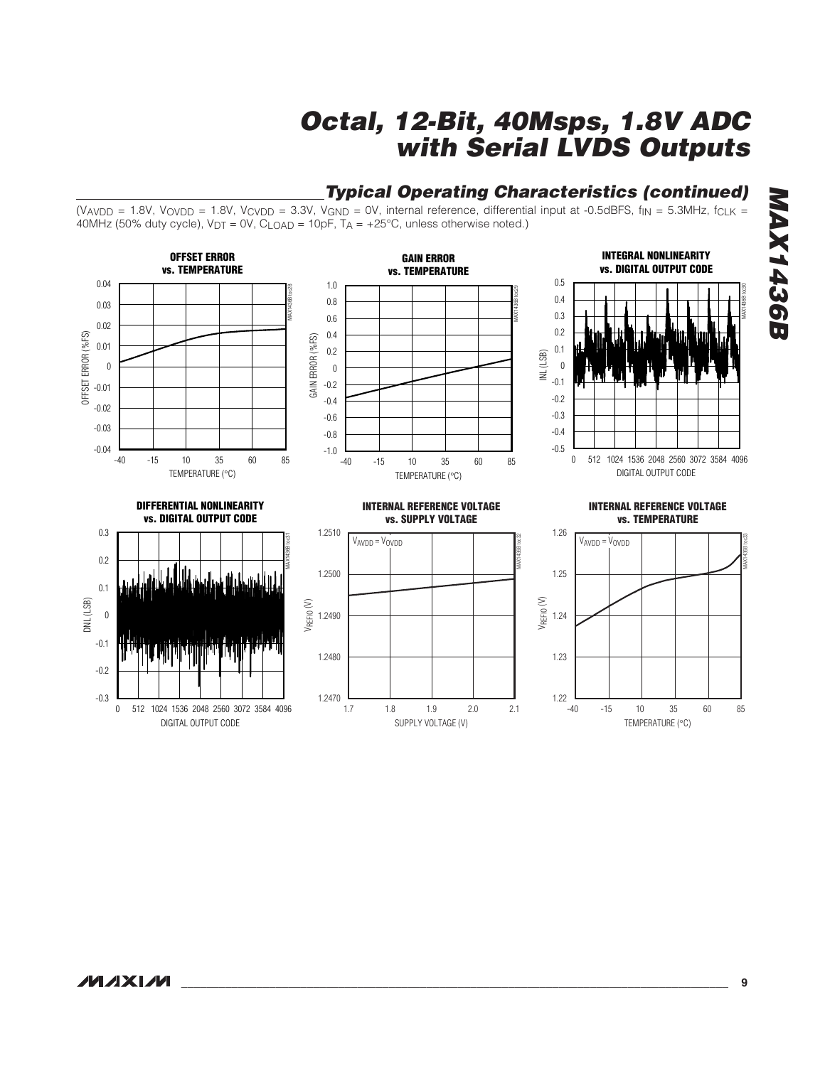## Typical Operating Characteristics (continued)

($V_{AVDD}$ = 1.8V, $V_{OVDD}$ = 1.8V, $V_{CVDD}$ = 3.3V, $V_{GND}$ = 0V, internal reference, differential input at -0.5dBFS, $f_{IN}$ = 5.3MHz, $f_{CLK}$ = 40MHz (50% duty cycle), $V_{DT}$ = 0V, $C_{LOAD}$ = 10pF, $T_A$ = +25°C, unless otherwise noted.)

**OFFSET ERROR vs. TEMPERATURE**

**GAIN ERROR vs. TEMPERATURE**

**INTEGRAL NONLINEARITY vs. DIGITAL OUTPUT CODE**

**DIFFERENTIAL NONLINEARITY vs. DIGITAL OUTPUT CODE**

**INTERNAL REFERENCE VOLTAGE vs. SUPPLY VOLTAGE**

**INTERNAL REFERENCE VOLTAGE vs. TEMPERATURE**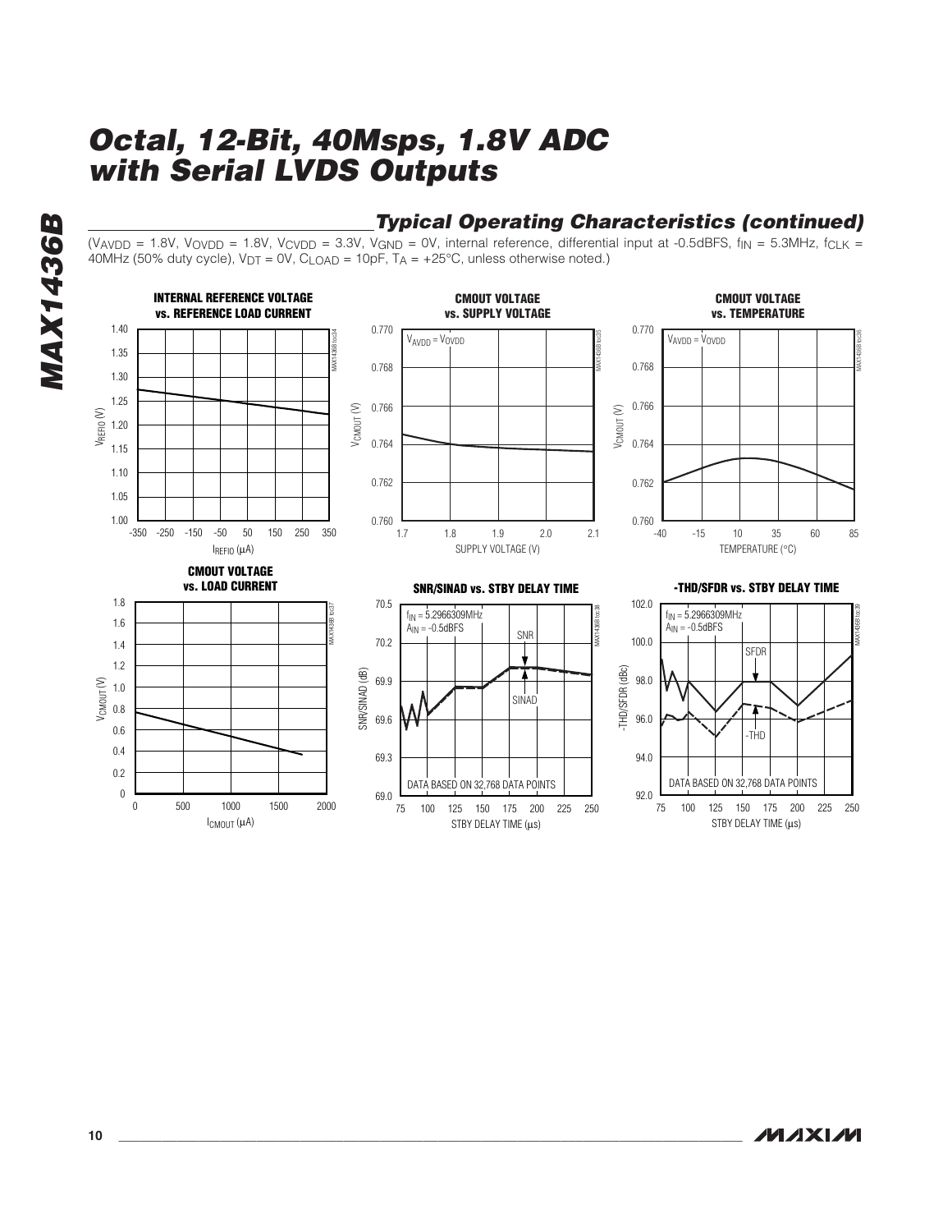## Typical Operating Characteristics (continued)

($V_{AVDD}$ = 1.8V, $V_{OVDD}$ = 1.8V, $V_{CVDD}$ = 3.3V, $V_{GND}$ = 0V, internal reference, differential input at -0.5dBFS, $f_{IN}$ = 5.3MHz, $f_{CLK}$ = 40MHz (50% duty cycle), $V_{DT}$ = 0V, $C_{LOAD}$ = 10pF, $T_A$ = +25°C, unless otherwise noted.)

**INTERNAL REFERENCE VOLTAGE vs. REFERENCE LOAD CURRENT**

**CMOUT VOLTAGE vs. SUPPLY VOLTAGE**

**CMOUT VOLTAGE vs. TEMPERATURE**

**CMOUT VOLTAGE vs. LOAD CURRENT**

**SNR/SINAD vs. STBY DELAY TIME**

**-THD/SFDR vs. STBY DELAY TIME**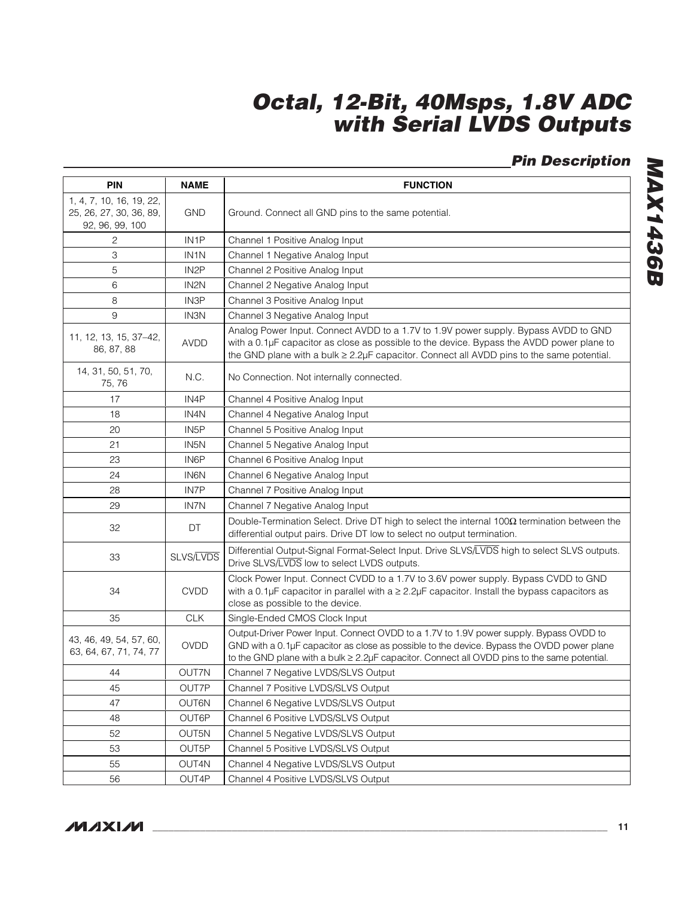## Pin Description

| PIN | NAME | FUNCTION |
|---|---|---|
| 1, 4, 7, 10, 16, 19, 22, 25, 26, 27, 30, 36, 89, 92, 96, 99, 100 | GND | Ground. Connect all GND pins to the same potential. |
| 2 | IN1P | Channel 1 Positive Analog Input |
| 3 | IN1N | Channel 1 Negative Analog Input |
| 5 | IN2P | Channel 2 Positive Analog Input |
| 6 | IN2N | Channel 2 Negative Analog Input |
| 8 | IN3P | Channel 3 Positive Analog Input |
| 9 | IN3N | Channel 3 Negative Analog Input |
| 11, 12, 13, 15, 37–42, 86, 87, 88 | AVDD | Analog Power Input. Connect AVDD to a 1.7V to 1.9V power supply. Bypass AVDD to GND with a 0.1µF capacitor as close as possible to the device. Bypass the AVDD power plane to the GND plane with a bulk ≥ 2.2µF capacitor. Connect all AVDD pins to the same potential. |
| 14, 31, 50, 51, 70, 75, 76 | N.C. | No Connection. Not internally connected. |
| 17 | IN4P | Channel 4 Positive Analog Input |
| 18 | IN4N | Channel 4 Negative Analog Input |
| 20 | IN5P | Channel 5 Positive Analog Input |
| 21 | IN5N | Channel 5 Negative Analog Input |
| 23 | IN6P | Channel 6 Positive Analog Input |
| 24 | IN6N | Channel 6 Negative Analog Input |
| 28 | IN7P | Channel 7 Positive Analog Input |
| 29 | IN7N | Channel 7 Negative Analog Input |
| 32 | DT | Double-Termination Select. Drive DT high to select the internal 100Ω termination between the differential output pairs. Drive DT low to select no output termination. |
| 33 | SLVS/$\overline{\text{LVDS}}$ | Differential Output-Signal Format-Select Input. Drive SLVS/$\overline{\text{LVDS}}$ high to select SLVS outputs. Drive SLVS/$\overline{\text{LVDS}}$ low to select LVDS outputs. |
| 34 | CVDD | Clock Power Input. Connect CVDD to a 1.7V to 3.6V power supply. Bypass CVDD to GND with a 0.1µF capacitor in parallel with a ≥ 2.2µF capacitor. Install the bypass capacitors as close as possible to the device. |
| 35 | CLK | Single-Ended CMOS Clock Input |
| 43, 46, 49, 54, 57, 60, 63, 64, 67, 71, 74, 77 | OVDD | Output-Driver Power Input. Connect OVDD to a 1.7V to 1.9V power supply. Bypass OVDD to GND with a 0.1µF capacitor as close as possible to the device. Bypass the OVDD power plane to the GND plane with a bulk ≥ 2.2µF capacitor. Connect all OVDD pins to the same potential. |
| 44 | OUT7N | Channel 7 Negative LVDS/SLVS Output |
| 45 | OUT7P | Channel 7 Positive LVDS/SLVS Output |
| 47 | OUT6N | Channel 6 Negative LVDS/SLVS Output |
| 48 | OUT6P | Channel 6 Positive LVDS/SLVS Output |
| 52 | OUT5N | Channel 5 Negative LVDS/SLVS Output |
| 53 | OUT5P | Channel 5 Positive LVDS/SLVS Output |
| 55 | OUT4N | Channel 4 Negative LVDS/SLVS Output |
| 56 | OUT4P | Channel 4 Positive LVDS/SLVS Output |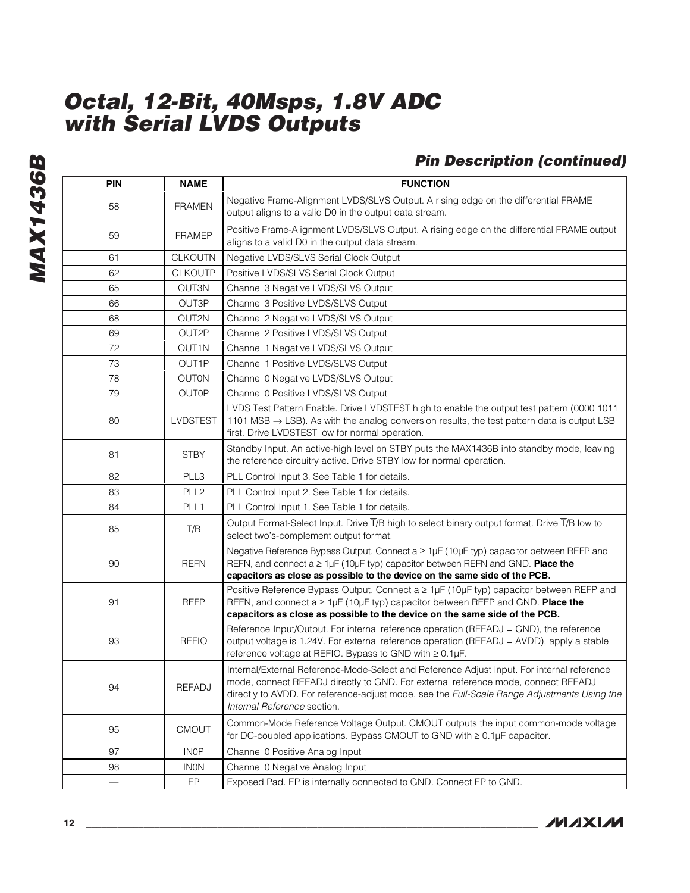## Pin Description (continued)

| PIN | NAME | FUNCTION |
|---|---|---|
| 58 | FRAMEN | Negative Frame-Alignment LVDS/SLVS Output. A rising edge on the differential FRAME output aligns to a valid D0 in the output data stream. |
| 59 | FRAMEP | Positive Frame-Alignment LVDS/SLVS Output. A rising edge on the differential FRAME output aligns to a valid D0 in the output data stream. |
| 61 | CLKOUTN | Negative LVDS/SLVS Serial Clock Output |
| 62 | CLKOUTP | Positive LVDS/SLVS Serial Clock Output |
| 65 | OUT3N | Channel 3 Negative LVDS/SLVS Output |
| 66 | OUT3P | Channel 3 Positive LVDS/SLVS Output |
| 68 | OUT2N | Channel 2 Negative LVDS/SLVS Output |
| 69 | OUT2P | Channel 2 Positive LVDS/SLVS Output |
| 72 | OUT1N | Channel 1 Negative LVDS/SLVS Output |
| 73 | OUT1P | Channel 1 Positive LVDS/SLVS Output |
| 78 | OUT0N | Channel 0 Negative LVDS/SLVS Output |
| 79 | OUT0P | Channel 0 Positive LVDS/SLVS Output |
| 80 | LVDSTEST | LVDS Test Pattern Enable. Drive LVDSTEST high to enable the output test pattern (0000 1011 1101 MSB → LSB). As with the analog conversion results, the test pattern data is output LSB first. Drive LVDSTEST low for normal operation. |
| 81 | STBY | Standby Input. An active-high level on STBY puts the MAX1436B into standby mode, leaving the reference circuitry active. Drive STBY low for normal operation. |
| 82 | PLL3 | PLL Control Input 3. See Table 1 for details. |
| 83 | PLL2 | PLL Control Input 2. See Table 1 for details. |
| 84 | PLL1 | PLL Control Input 1. See Table 1 for details. |
| 85 | $\overline{T}$/B | Output Format-Select Input. Drive $\overline{T}$/B high to select binary output format. Drive $\overline{T}$/B low to select two's-complement output format. |
| 90 | REFN | Negative Reference Bypass Output. Connect a ≥ 1µF (10µF typ) capacitor between REFP and REFN, and connect a ≥ 1µF (10µF typ) capacitor between REFN and GND. **Place the capacitors as close as possible to the device on the same side of the PCB.** |
| 91 | REFP | Positive Reference Bypass Output. Connect a ≥ 1µF (10µF typ) capacitor between REFP and REFN, and connect a ≥ 1µF (10µF typ) capacitor between REFP and GND. **Place the capacitors as close as possible to the device on the same side of the PCB.** |
| 93 | REFIO | Reference Input/Output. For internal reference operation (REFADJ = GND), the reference output voltage is 1.24V. For external reference operation (REFADJ = AVDD), apply a stable reference voltage at REFIO. Bypass to GND with ≥ 0.1µF. |
| 94 | REFADJ | Internal/External Reference-Mode-Select and Reference Adjust Input. For internal reference mode, connect REFADJ directly to GND. For external reference mode, connect REFADJ directly to AVDD. For reference-adjust mode, see the *Full-Scale Range Adjustments Using the Internal Reference* section. |
| 95 | CMOUT | Common-Mode Reference Voltage Output. CMOUT outputs the input common-mode voltage for DC-coupled applications. Bypass CMOUT to GND with ≥ 0.1µF capacitor. |
| 97 | IN0P | Channel 0 Positive Analog Input |
| 98 | IN0N | Channel 0 Negative Analog Input |
| — | EP | Exposed Pad. EP is internally connected to GND. Connect EP to GND. |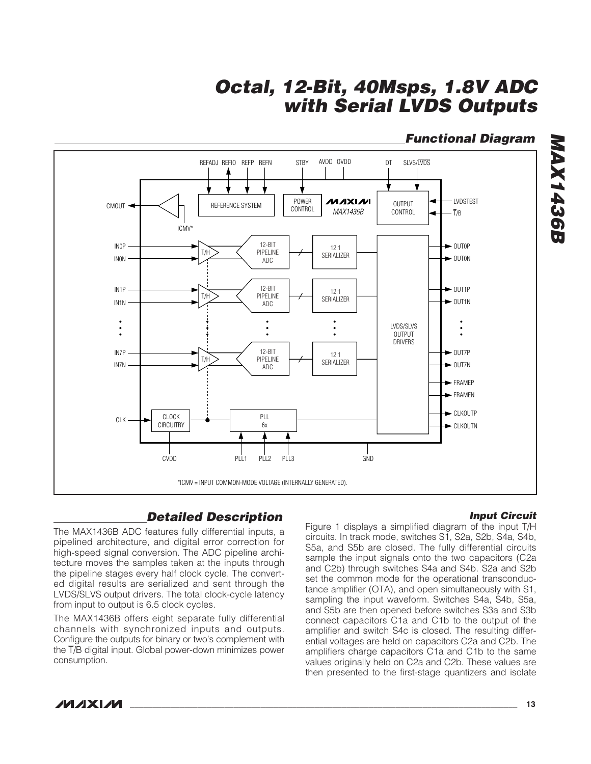## Functional Diagram

*ICMV = INPUT COMMON-MODE VOLTAGE (INTERNALLY GENERATED).

## Detailed Description

The MAX1436B ADC features fully differential inputs, a pipelined architecture, and digital error correction for high-speed signal conversion. The ADC pipeline architecture moves the samples taken at the inputs through the pipeline stages every half clock cycle. The converted digital results are serialized and sent through the LVDS/SLVS output drivers. The total clock-cycle latency from input to output is 6.5 clock cycles.

The MAX1436B offers eight separate fully differential channels with synchronized inputs and outputs. Configure the outputs for binary or two's complement with the $\overline{T}$/B digital input. Global power-down minimizes power consumption.

### Input Circuit

Figure 1 displays a simplified diagram of the input T/H circuits. In track mode, switches S1, S2a, S2b, S4a, S4b, S5a, and S5b are closed. The fully differential circuits sample the input signals onto the two capacitors (C2a and C2b) through switches S4a and S4b. S2a and S2b set the common mode for the operational transconductance amplifier (OTA), and open simultaneously with S1, sampling the input waveform. Switches S4a, S4b, S5a, and S5b are then opened before switches S3a and S3b connect capacitors C1a and C1b to the output of the amplifier and switch S4c is closed. The resulting differential voltages are held on capacitors C2a and C2b. The amplifiers charge capacitors C1a and C1b to the same values originally held on C2a and C2b. These values are then presented to the first-stage quantizers and isolate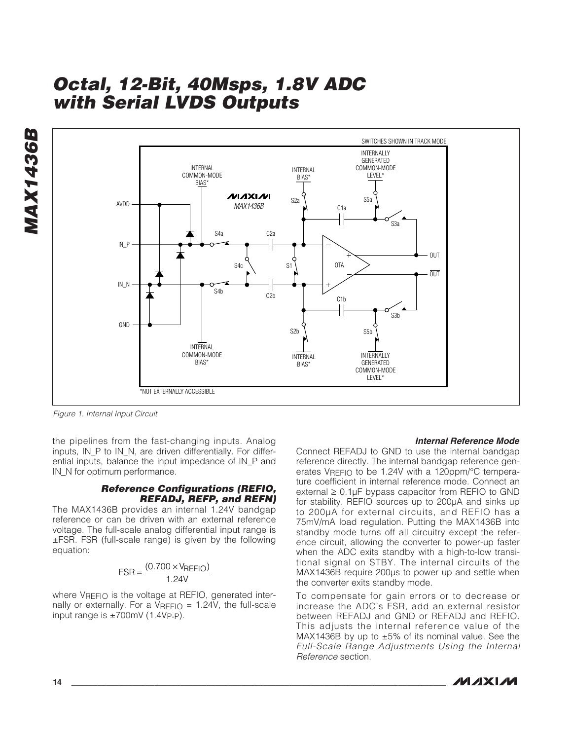Figure 1. Internal Input Circuit

the pipelines from the fast-changing inputs. Analog inputs, IN_P to IN_N, are driven differentially. For differential inputs, balance the input impedance of IN_P and IN_N for optimum performance.

### Reference Configurations (REFIO, REFADJ, REFP, and REFN)

The MAX1436B provides an internal 1.24V bandgap reference or can be driven with an external reference voltage. The full-scale analog differential input range is ±FSR. FSR (full-scale range) is given by the following equation:

$$FSR = \frac{(0.700 \times V_{REFIO})}{1.24V}$$

where $V_{REFIO}$ is the voltage at REFIO, generated internally or externally. For a $V_{REFIO}$ = 1.24V, the full-scale input range is ±700mV (1.4$V_{P-P}$).

### Internal Reference Mode

Connect REFADJ to GND to use the internal bandgap reference directly. The internal bandgap reference generates $V_{REFIO}$ to be 1.24V with a 120ppm/°C temperature coefficient in internal reference mode. Connect an external ≥ 0.1µF bypass capacitor from REFIO to GND for stability. REFIO sources up to 200µA and sinks up to 200µA for external circuits, and REFIO has a 75mV/mA load regulation. Putting the MAX1436B into standby mode turns off all circuitry except the reference circuit, allowing the converter to power-up faster when the ADC exits standby with a high-to-low transitional signal on STBY. The internal circuits of the MAX1436B require 200µs to power up and settle when the converter exits standby mode.

To compensate for gain errors or to decrease or increase the ADC's FSR, add an external resistor between REFADJ and GND or REFADJ and REFIO. This adjusts the internal reference value of the MAX1436B by up to ±5% of its nominal value. See the *Full-Scale Range Adjustments Using the Internal Reference* section.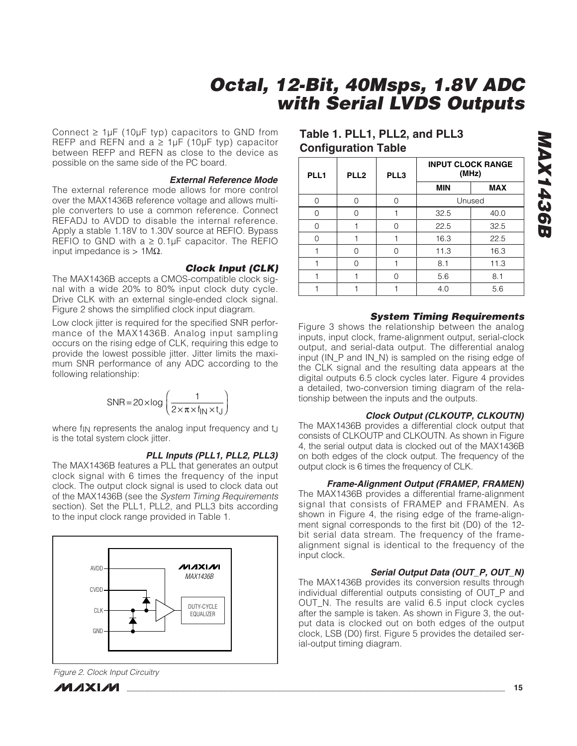Connect ≥ 1µF (10µF typ) capacitors to GND from REFP and REFN and a ≥ 1µF (10µF typ) capacitor between REFP and REFN as close to the device as possible on the same side of the PC board.

#### *External Reference Mode*

The external reference mode allows for more control over the MAX1436B reference voltage and allows multiple converters to use a common reference. Connect REFADJ to AVDD to disable the internal reference. Apply a stable 1.18V to 1.30V source at REFIO. Bypass REFIO to GND with a ≥ 0.1µF capacitor. The REFIO input impedance is > 1MΩ.

### *Clock Input (CLK)*

The MAX1436B accepts a CMOS-compatible clock signal with a wide 20% to 80% input clock duty cycle. Drive CLK with an external single-ended clock signal. Figure 2 shows the simplified clock input diagram.

Low clock jitter is required for the specified SNR performance of the MAX1436B. Analog input sampling occurs on the rising edge of CLK, requiring this edge to provide the lowest possible jitter. Jitter limits the maximum SNR performance of any ADC according to the following relationship:

$$SNR = 20 \times \log\left(\frac{1}{2 \times \pi \times f_{IN} \times t_J}\right)$$

where $f_{IN}$ represents the analog input frequency and $t_J$ is the total system clock jitter.

#### *PLL Inputs (PLL1, PLL2, PLL3)*

The MAX1436B features a PLL that generates an output clock signal with 6 times the frequency of the input clock. The output clock signal is used to clock data out of the MAX1436B (see the *System Timing Requirements* section). Set the PLL1, PLL2, and PLL3 bits according to the input clock range provided in Table 1.

Figure 2. Clock Input Circuitry

## Table 1. PLL1, PLL2, and PLL3 Configuration Table

| PLL1 | PLL2 | PLL3 | INPUT CLOCK RANGE (MHz) | |
|---|---|---|---|---|
| | | | MIN | MAX |
| 0 | 0 | 0 | Unused | |
| 0 | 0 | 1 | 32.5 | 40.0 |
| 0 | 1 | 0 | 22.5 | 32.5 |
| 0 | 1 | 1 | 16.3 | 22.5 |
| 1 | 0 | 0 | 11.3 | 16.3 |
| 1 | 0 | 1 | 8.1 | 11.3 |
| 1 | 1 | 0 | 5.6 | 8.1 |
| 1 | 1 | 1 | 4.0 | 5.6 |

### *System Timing Requirements*

Figure 3 shows the relationship between the analog inputs, input clock, frame-alignment output, serial-clock output, and serial-data output. The differential analog input (IN_P and IN_N) is sampled on the rising edge of the CLK signal and the resulting data appears at the digital outputs 6.5 clock cycles later. Figure 4 provides a detailed, two-conversion timing diagram of the relationship between the inputs and the outputs.

#### *Clock Output (CLKOUTP, CLKOUTN)*

The MAX1436B provides a differential clock output that consists of CLKOUTP and CLKOUTN. As shown in Figure 4, the serial output data is clocked out of the MAX1436B on both edges of the clock output. The frequency of the output clock is 6 times the frequency of CLK.

#### *Frame-Alignment Output (FRAMEP, FRAMEN)*

The MAX1436B provides a differential frame-alignment signal that consists of FRAMEP and FRAMEN. As shown in Figure 4, the rising edge of the frame-alignment signal corresponds to the first bit (D0) of the 12-bit serial data stream. The frequency of the frame-alignment signal is identical to the frequency of the input clock.

#### *Serial Output Data (OUT_P, OUT_N)*

The MAX1436B provides its conversion results through individual differential outputs consisting of OUT_P and OUT_N. The results are valid 6.5 input clock cycles after the sample is taken. As shown in Figure 3, the output data is clocked out on both edges of the output clock, LSB (D0) first. Figure 5 provides the detailed serial-output timing diagram.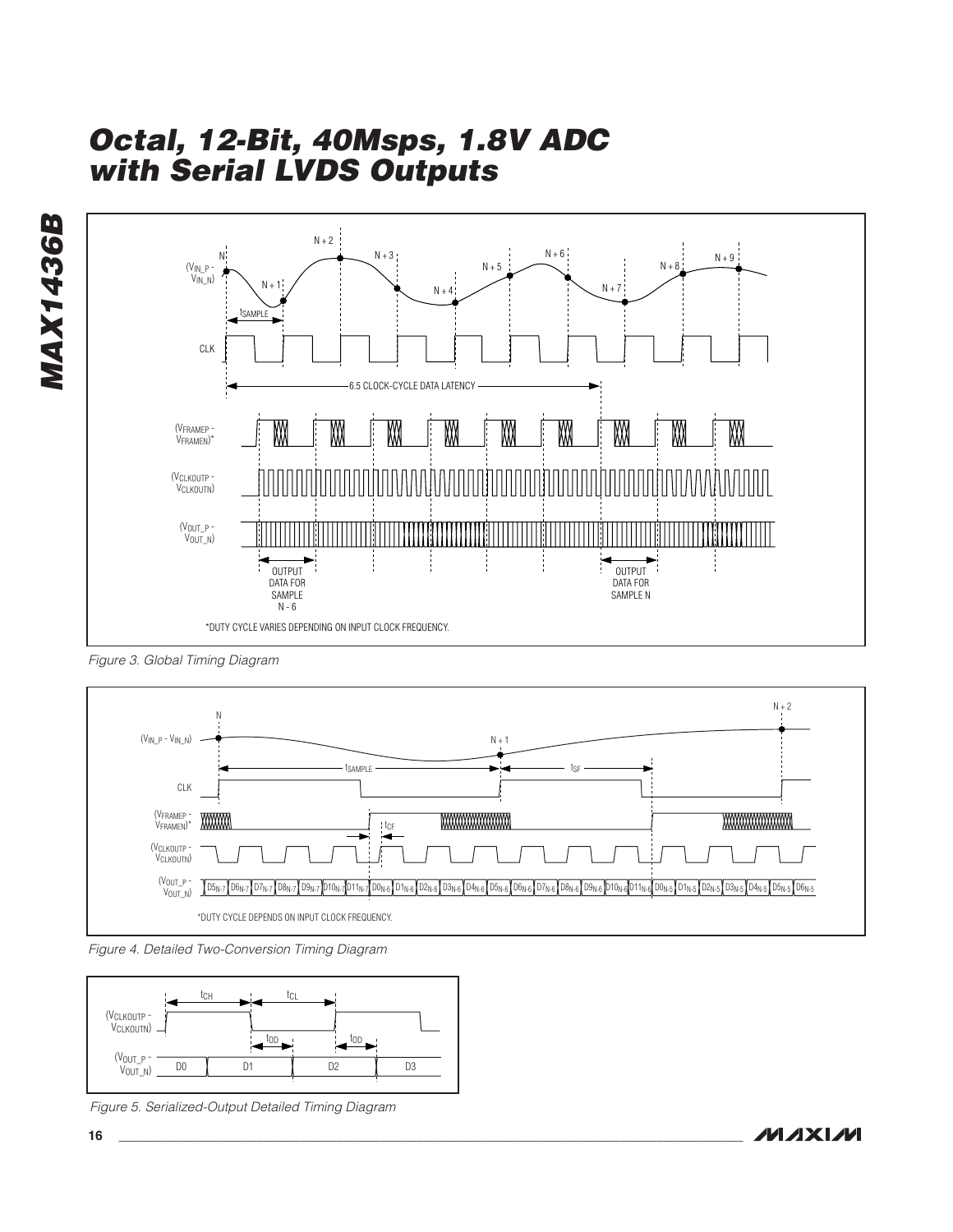Figure 3. Global Timing Diagram

Figure 4. Detailed Two-Conversion Timing Diagram

Figure 5. Serialized-Output Detailed Timing Diagram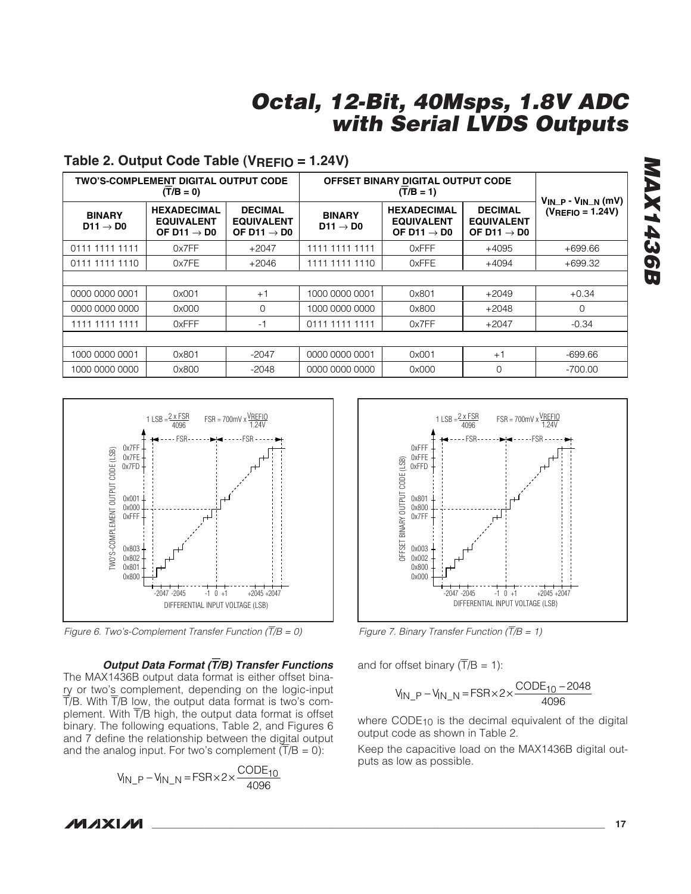## Table 2. Output Code Table ($V_{REFIO}$ = 1.24V)

| TWO'S-COMPLEMENT DIGITAL OUTPUT CODE ($\overline{T}$/B = 0) | | | OFFSET BINARY DIGITAL OUTPUT CODE ($\overline{T}$/B = 1) | | | $V_{IN\_P}$ - $V_{IN\_N}$ (mV) ($V_{REFIO}$ = 1.24V) |
|---|---|---|---|---|---|---|
| BINARY D11 → D0 | HEXADECIMAL EQUIVALENT OF D11 → D0 | DECIMAL EQUIVALENT OF D11 → D0 | BINARY D11 → D0 | HEXADECIMAL EQUIVALENT OF D11 → D0 | DECIMAL EQUIVALENT OF D11 → D0 | |
| 0111 1111 1111 | 0x7FF | +2047 | 1111 1111 1111 | 0xFFF | +4095 | +699.66 |
| 0111 1111 1110 | 0x7FE | +2046 | 1111 1111 1110 | 0xFFE | +4094 | +699.32 |
| | | | | | | |
| 0000 0000 0001 | 0x001 | +1 | 1000 0000 0001 | 0x801 | +2049 | +0.34 |
| 0000 0000 0000 | 0x000 | 0 | 1000 0000 0000 | 0x800 | +2048 | 0 |
| 1111 1111 1111 | 0xFFF | -1 | 0111 1111 1111 | 0x7FF | +2047 | -0.34 |
| | | | | | | |
| 1000 0000 0001 | 0x801 | -2047 | 0000 0000 0001 | 0x001 | +1 | -699.66 |
| 1000 0000 0000 | 0x800 | -2048 | 0000 0000 0000 | 0x000 | 0 | -700.00 |

*Figure 6. Two's-Complement Transfer Function ($\overline{T}$/B = 0)*

*Figure 7. Binary Transfer Function ($\overline{T}$/B = 1)*

### *Output Data Format ($\overline{T}$/B) Transfer Functions*

The MAX1436B output data format is either offset binary or two's complement, depending on the logic-input $\overline{T}$/B. With $\overline{T}$/B low, the output data format is two's complement. With $\overline{T}$/B high, the output data format is offset binary. The following equations, Table 2, and Figures 6 and 7 define the relationship between the digital output and the analog input. For two's complement ($\overline{T}$/B = 0):

$$V_{IN\_P} - V_{IN\_N} = FSR \times 2 \times \frac{CODE_{10}}{4096}$$

and for offset binary ($\overline{T}$/B = 1):

$$V_{IN\_P} - V_{IN\_N} = FSR \times 2 \times \frac{CODE_{10} - 2048}{4096}$$

where $CODE_{10}$ is the decimal equivalent of the digital output code as shown in Table 2.

Keep the capacitive load on the MAX1436B digital outputs as low as possible.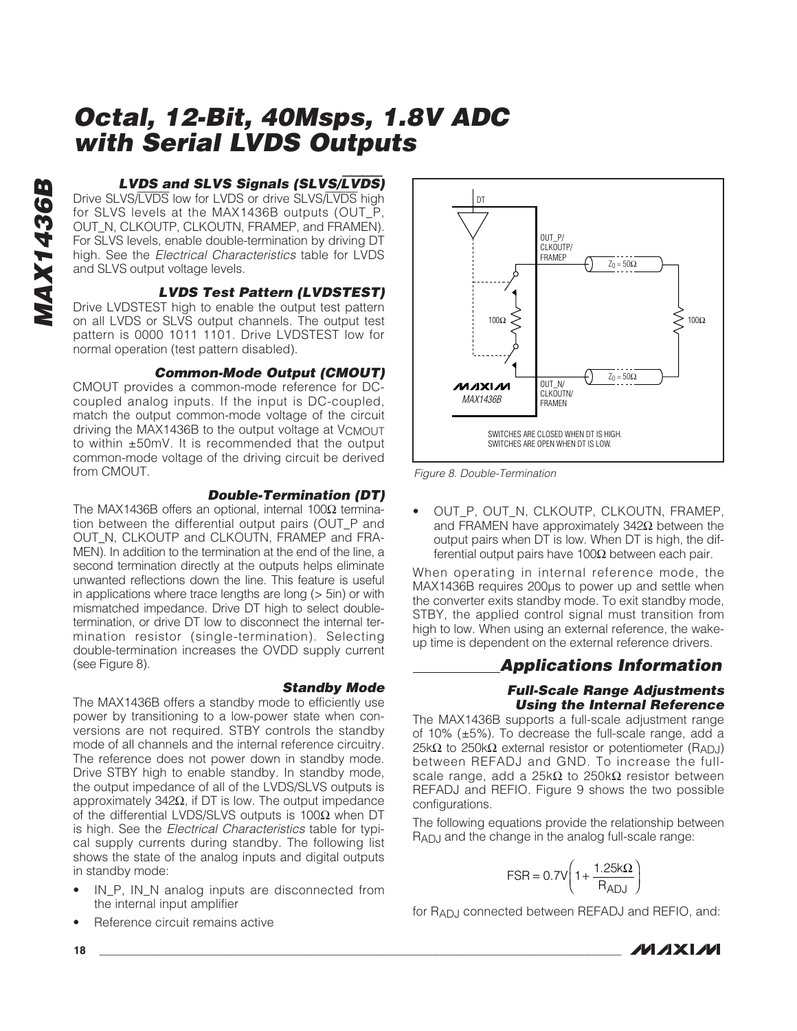## LVDS and SLVS Signals (SLVS/$\overline{\text{LVDS}}$)

Drive SLVS/$\overline{\text{LVDS}}$ low for LVDS or drive SLVS/$\overline{\text{LVDS}}$ high for SLVS levels at the MAX1436B outputs (OUT_P, OUT_N, CLKOUTP, CLKOUTN, FRAMEP, and FRAMEN). For SLVS levels, enable double-termination by driving DT high. See the *Electrical Characteristics* table for LVDS and SLVS output voltage levels.

## LVDS Test Pattern (LVDSTEST)

Drive LVDSTEST high to enable the output test pattern on all LVDS or SLVS output channels. The output test pattern is 0000 1011 1101. Drive LVDSTEST low for normal operation (test pattern disabled).

## Common-Mode Output (CMOUT)

CMOUT provides a common-mode reference for DC-coupled analog inputs. If the input is DC-coupled, match the output common-mode voltage of the circuit driving the MAX1436B to the output voltage at $V_{CMOUT}$ to within ±50mV. It is recommended that the output common-mode voltage of the driving circuit be derived from CMOUT.

## Double-Termination (DT)

The MAX1436B offers an optional, internal 100Ω termination between the differential output pairs (OUT_P and OUT_N, CLKOUTP and CLKOUTN, FRAMEP and FRAMEN). In addition to the termination at the end of the line, a second termination directly at the outputs helps eliminate unwanted reflections down the line. This feature is useful in applications where trace lengths are long (> 5in) or with mismatched impedance. Drive DT high to select double-termination, or drive DT low to disconnect the internal termination resistor (single-termination). Selecting double-termination increases the OVDD supply current (see Figure 8).

DT

OUT_P/
CLKOUTP/
FRAMEP

$Z_0$ = 50Ω

100Ω

100Ω

$Z_0$ = 50Ω

MAXIM
MAX1436B

OUT_N/
CLKOUTN/
FRAMEN

SWITCHES ARE CLOSED WHEN DT IS HIGH.
SWITCHES ARE OPEN WHEN DT IS LOW.

*Figure 8. Double-Termination*

## Standby Mode

The MAX1436B offers a standby mode to efficiently use power by transitioning to a low-power state when conversions are not required. STBY controls the standby mode of all channels and the internal reference circuitry. The reference does not power down in standby mode. Drive STBY high to enable standby. In standby mode, the output impedance of all of the LVDS/SLVS outputs is approximately 342Ω, if DT is low. The output impedance of the differential LVDS/SLVS outputs is 100Ω when DT is high. See the *Electrical Characteristics* table for typical supply currents during standby. The following list shows the state of the analog inputs and digital outputs in standby mode:

- IN_P, IN_N analog inputs are disconnected from the internal input amplifier
- Reference circuit remains active
- OUT_P, OUT_N, CLKOUTP, CLKOUTN, FRAMEP, and FRAMEN have approximately 342Ω between the output pairs when DT is low. When DT is high, the differential output pairs have 100Ω between each pair.

When operating in internal reference mode, the MAX1436B requires 200µs to power up and settle when the converter exits standby mode. To exit standby mode, STBY, the applied control signal must transition from high to low. When using an external reference, the wake-up time is dependent on the external reference drivers.

# Applications Information

## Full-Scale Range Adjustments Using the Internal Reference

The MAX1436B supports a full-scale adjustment range of 10% (±5%). To decrease the full-scale range, add a 25kΩ to 250kΩ external resistor or potentiometer ($R_{ADJ}$) between REFADJ and GND. To increase the full-scale range, add a 25kΩ to 250kΩ resistor between REFADJ and REFIO. Figure 9 shows the two possible configurations.

The following equations provide the relationship between $R_{ADJ}$ and the change in the analog full-scale range:

$$FSR = 0.7V\left(1 + \frac{1.25k\Omega}{R_{ADJ}}\right)$$

for $R_{ADJ}$ connected between REFADJ and REFIO, and: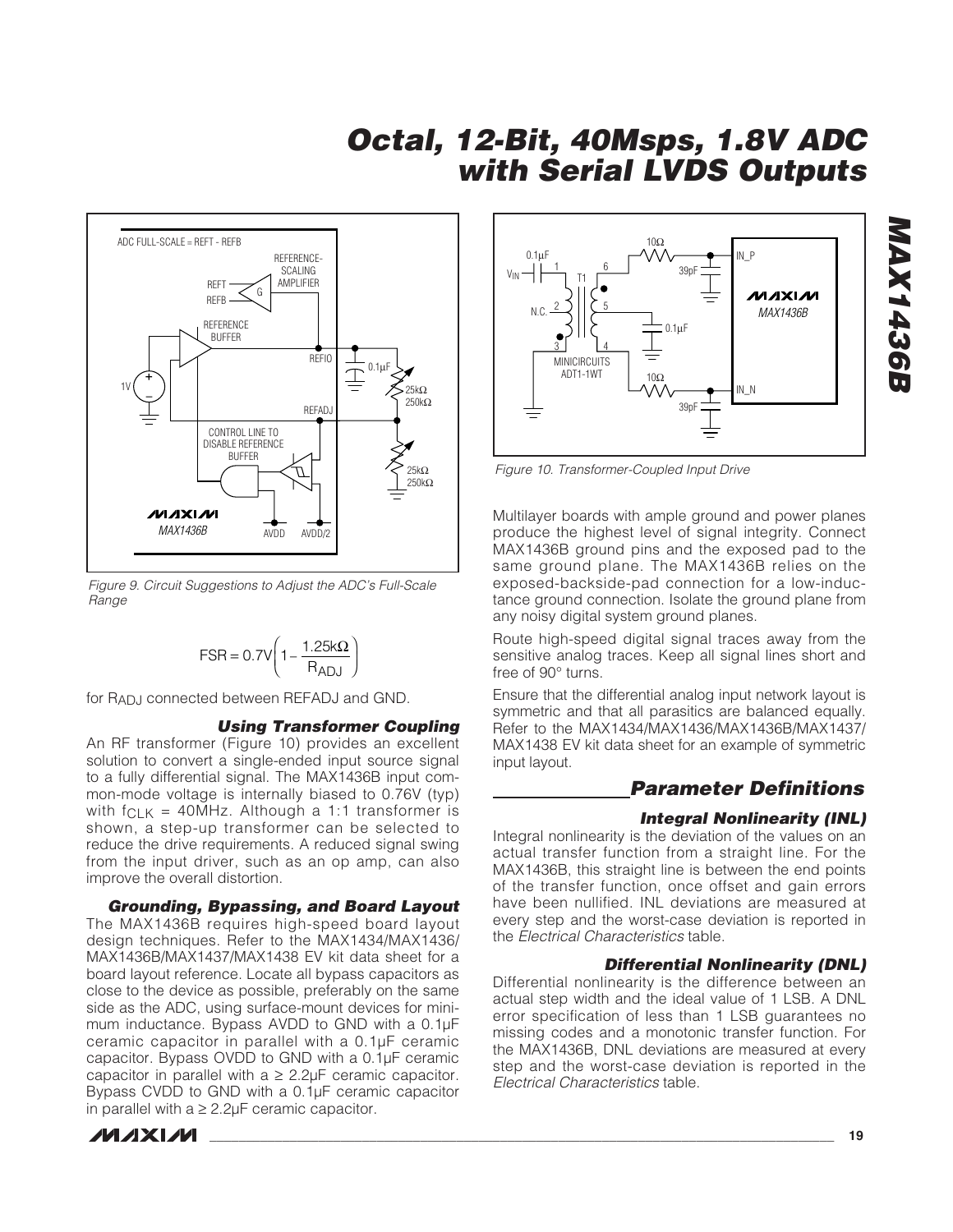Figure 9. Circuit Suggestions to Adjust the ADC's Full-Scale Range

$$FSR = 0.7V\left(1 - \frac{1.25k\Omega}{R_{ADJ}}\right)$$

for $R_{ADJ}$ connected between REFADJ and GND.

### Using Transformer Coupling

An RF transformer (Figure 10) provides an excellent solution to convert a single-ended input source signal to a fully differential signal. The MAX1436B input common-mode voltage is internally biased to 0.76V (typ) with $f_{CLK}$ = 40MHz. Although a 1:1 transformer is shown, a step-up transformer can be selected to reduce the drive requirements. A reduced signal swing from the input driver, such as an op amp, can also improve the overall distortion.

### Grounding, Bypassing, and Board Layout

The MAX1436B requires high-speed board layout design techniques. Refer to the MAX1434/MAX1436/MAX1436B/MAX1437/MAX1438 EV kit data sheet for a board layout reference. Locate all bypass capacitors as close to the device as possible, preferably on the same side as the ADC, using surface-mount devices for minimum inductance. Bypass AVDD to GND with a 0.1µF ceramic capacitor in parallel with a 0.1µF ceramic capacitor. Bypass OVDD to GND with a 0.1µF ceramic capacitor in parallel with a ≥ 2.2µF ceramic capacitor. Bypass CVDD to GND with a 0.1µF ceramic capacitor in parallel with a ≥ 2.2µF ceramic capacitor.

Figure 10. Transformer-Coupled Input Drive

Multilayer boards with ample ground and power planes produce the highest level of signal integrity. Connect MAX1436B ground pins and the exposed pad to the same ground plane. The MAX1436B relies on the exposed-backside-pad connection for a low-inductance ground connection. Isolate the ground plane from any noisy digital system ground planes.

Route high-speed digital signal traces away from the sensitive analog traces. Keep all signal lines short and free of 90° turns.

Ensure that the differential analog input network layout is symmetric and that all parasitics are balanced equally. Refer to the MAX1434/MAX1436/MAX1436B/MAX1437/MAX1438 EV kit data sheet for an example of symmetric input layout.

## Parameter Definitions

### Integral Nonlinearity (INL)

Integral nonlinearity is the deviation of the values on an actual transfer function from a straight line. For the MAX1436B, this straight line is between the end points of the transfer function, once offset and gain errors have been nullified. INL deviations are measured at every step and the worst-case deviation is reported in the *Electrical Characteristics* table.

### Differential Nonlinearity (DNL)

Differential nonlinearity is the difference between an actual step width and the ideal value of 1 LSB. A DNL error specification of less than 1 LSB guarantees no missing codes and a monotonic transfer function. For the MAX1436B, DNL deviations are measured at every step and the worst-case deviation is reported in the *Electrical Characteristics* table.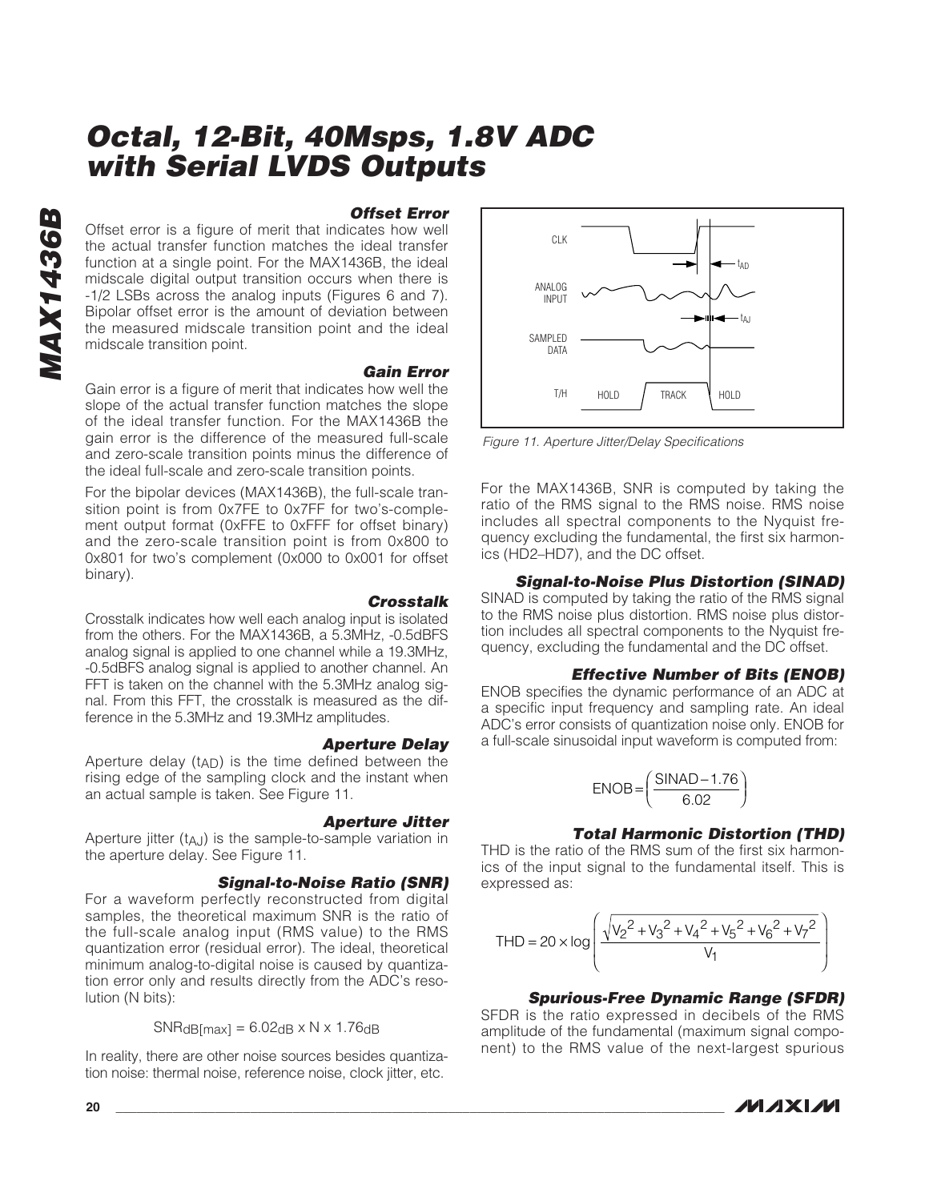# Octal, 12-Bit, 40Msps, 1.8V ADC with Serial LVDS Outputs

### Offset Error

Offset error is a figure of merit that indicates how well the actual transfer function matches the ideal transfer function at a single point. For the MAX1436B, the ideal midscale digital output transition occurs when there is -1/2 LSBs across the analog inputs (Figures 6 and 7). Bipolar offset error is the amount of deviation between the measured midscale transition point and the ideal midscale transition point.

### Gain Error

Gain error is a figure of merit that indicates how well the slope of the actual transfer function matches the slope of the ideal transfer function. For the MAX1436B the gain error is the difference of the measured full-scale and zero-scale transition points minus the difference of the ideal full-scale and zero-scale transition points.

For the bipolar devices (MAX1436B), the full-scale transition point is from 0x7FE to 0x7FF for two's-complement output format (0xFFE to 0xFFF for offset binary) and the zero-scale transition point is from 0x800 to 0x801 for two's complement (0x000 to 0x001 for offset binary).

### Crosstalk

Crosstalk indicates how well each analog input is isolated from the others. For the MAX1436B, a 5.3MHz, -0.5dBFS analog signal is applied to one channel while a 19.3MHz, -0.5dBFS analog signal is applied to another channel. An FFT is taken on the channel with the 5.3MHz analog signal. From this FFT, the crosstalk is measured as the difference in the 5.3MHz and 19.3MHz amplitudes.

### Aperture Delay

Aperture delay ($t_{AD}$) is the time defined between the rising edge of the sampling clock and the instant when an actual sample is taken. See Figure 11.

### Aperture Jitter

Aperture jitter ($t_{AJ}$) is the sample-to-sample variation in the aperture delay. See Figure 11.

### Signal-to-Noise Ratio (SNR)

For a waveform perfectly reconstructed from digital samples, the theoretical maximum SNR is the ratio of the full-scale analog input (RMS value) to the RMS quantization error (residual error). The ideal, theoretical minimum analog-to-digital noise is caused by quantization error only and results directly from the ADC's resolution (N bits):

$$SNR_{dB[max]} = 6.02_{dB} \times N \times 1.76_{dB}$$

In reality, there are other noise sources besides quantization noise: thermal noise, reference noise, clock jitter, etc.

CLK, ANALOG INPUT, SAMPLED DATA, T/H (HOLD, TRACK, HOLD), $t_{AD}$, $t_{AJ}$

Figure 11. Aperture Jitter/Delay Specifications

For the MAX1436B, SNR is computed by taking the ratio of the RMS signal to the RMS noise. RMS noise includes all spectral components to the Nyquist frequency excluding the fundamental, the first six harmonics (HD2–HD7), and the DC offset.

### Signal-to-Noise Plus Distortion (SINAD)

SINAD is computed by taking the ratio of the RMS signal to the RMS noise plus distortion. RMS noise plus distortion includes all spectral components to the Nyquist frequency, excluding the fundamental and the DC offset.

### Effective Number of Bits (ENOB)

ENOB specifies the dynamic performance of an ADC at a specific input frequency and sampling rate. An ideal ADC's error consists of quantization noise only. ENOB for a full-scale sinusoidal input waveform is computed from:

$$ENOB = \left(\frac{SINAD - 1.76}{6.02}\right)$$

### Total Harmonic Distortion (THD)

THD is the ratio of the RMS sum of the first six harmonics of the input signal to the fundamental itself. This is expressed as:

$$THD = 20 \times \log\left(\frac{\sqrt{V_2^2 + V_3^2 + V_4^2 + V_5^2 + V_6^2 + V_7^2}}{V_1}\right)$$

### Spurious-Free Dynamic Range (SFDR)

SFDR is the ratio expressed in decibels of the RMS amplitude of the fundamental (maximum signal component) to the RMS value of the next-largest spurious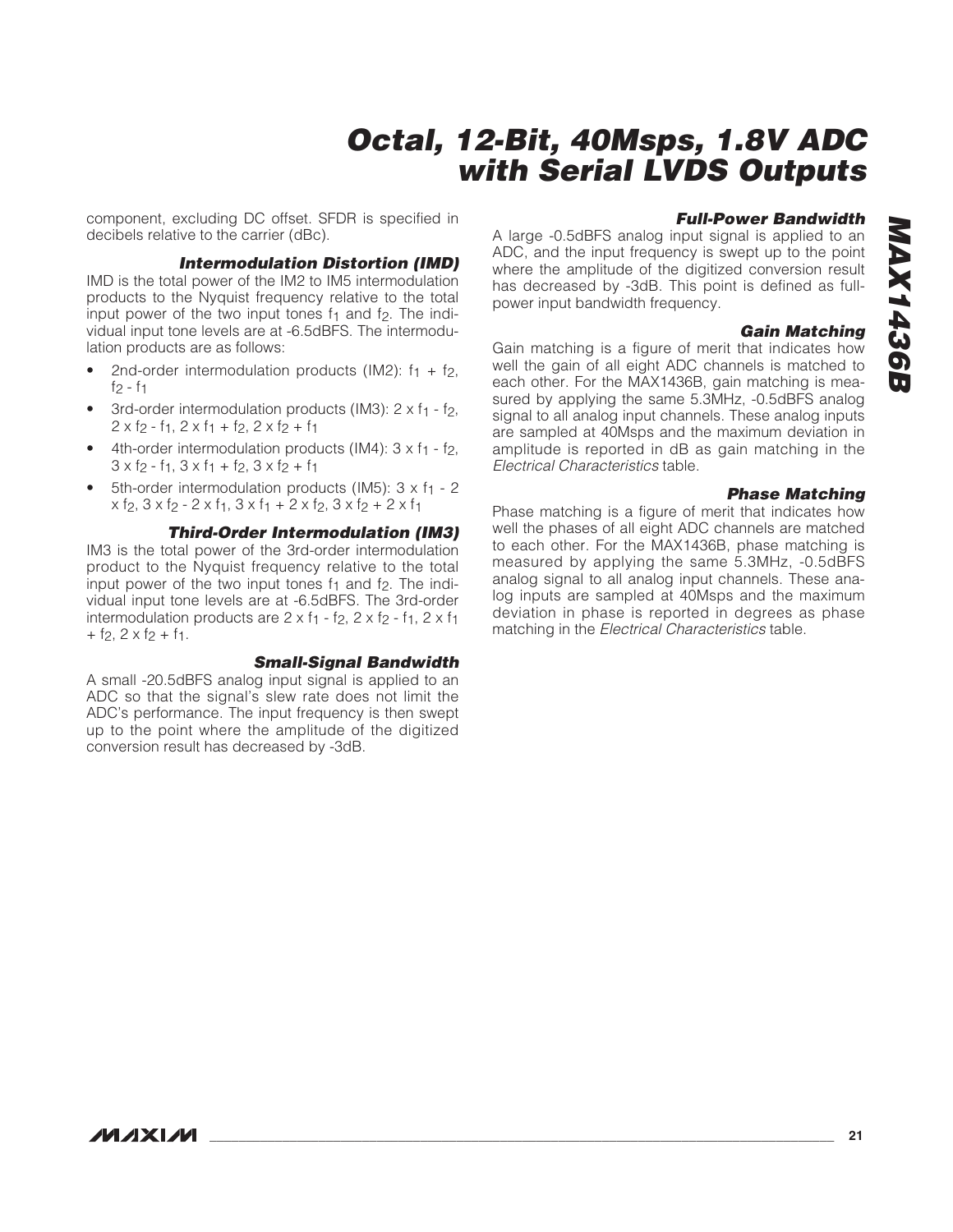component, excluding DC offset. SFDR is specified in decibels relative to the carrier (dBc).

### Intermodulation Distortion (IMD)

IMD is the total power of the IM2 to IM5 intermodulation products to the Nyquist frequency relative to the total input power of the two input tones $f_1$ and $f_2$. The individual input tone levels are at -6.5dBFS. The intermodulation products are as follows:

- 2nd-order intermodulation products (IM2): $f_1 + f_2$, $f_2 - f_1$
- 3rd-order intermodulation products (IM3): $2 \times f_1 - f_2$, $2 \times f_2 - f_1$, $2 \times f_1 + f_2$, $2 \times f_2 + f_1$
- 4th-order intermodulation products (IM4): $3 \times f_1 - f_2$, $3 \times f_2 - f_1$, $3 \times f_1 + f_2$, $3 \times f_2 + f_1$
- 5th-order intermodulation products (IM5): $3 \times f_1 - 2 \times f_2$, $3 \times f_2 - 2 \times f_1$, $3 \times f_1 + 2 \times f_2$, $3 \times f_2 + 2 \times f_1$

### Third-Order Intermodulation (IM3)

IM3 is the total power of the 3rd-order intermodulation product to the Nyquist frequency relative to the total input power of the two input tones $f_1$ and $f_2$. The individual input tone levels are at -6.5dBFS. The 3rd-order intermodulation products are $2 \times f_1 - f_2$, $2 \times f_2 - f_1$, $2 \times f_1 + f_2$, $2 \times f_2 + f_1$.

### Small-Signal Bandwidth

A small -20.5dBFS analog input signal is applied to an ADC so that the signal's slew rate does not limit the ADC's performance. The input frequency is then swept up to the point where the amplitude of the digitized conversion result has decreased by -3dB.

### Full-Power Bandwidth

A large -0.5dBFS analog input signal is applied to an ADC, and the input frequency is swept up to the point where the amplitude of the digitized conversion result has decreased by -3dB. This point is defined as full-power input bandwidth frequency.

### Gain Matching

Gain matching is a figure of merit that indicates how well the gain of all eight ADC channels is matched to each other. For the MAX1436B, gain matching is measured by applying the same 5.3MHz, -0.5dBFS analog signal to all analog input channels. These analog inputs are sampled at 40Msps and the maximum deviation in amplitude is reported in dB as gain matching in the *Electrical Characteristics* table.

### Phase Matching

Phase matching is a figure of merit that indicates how well the phases of all eight ADC channels are matched to each other. For the MAX1436B, phase matching is measured by applying the same 5.3MHz, -0.5dBFS analog signal to all analog input channels. These analog inputs are sampled at 40Msps and the maximum deviation in phase is reported in degrees as phase matching in the *Electrical Characteristics* table.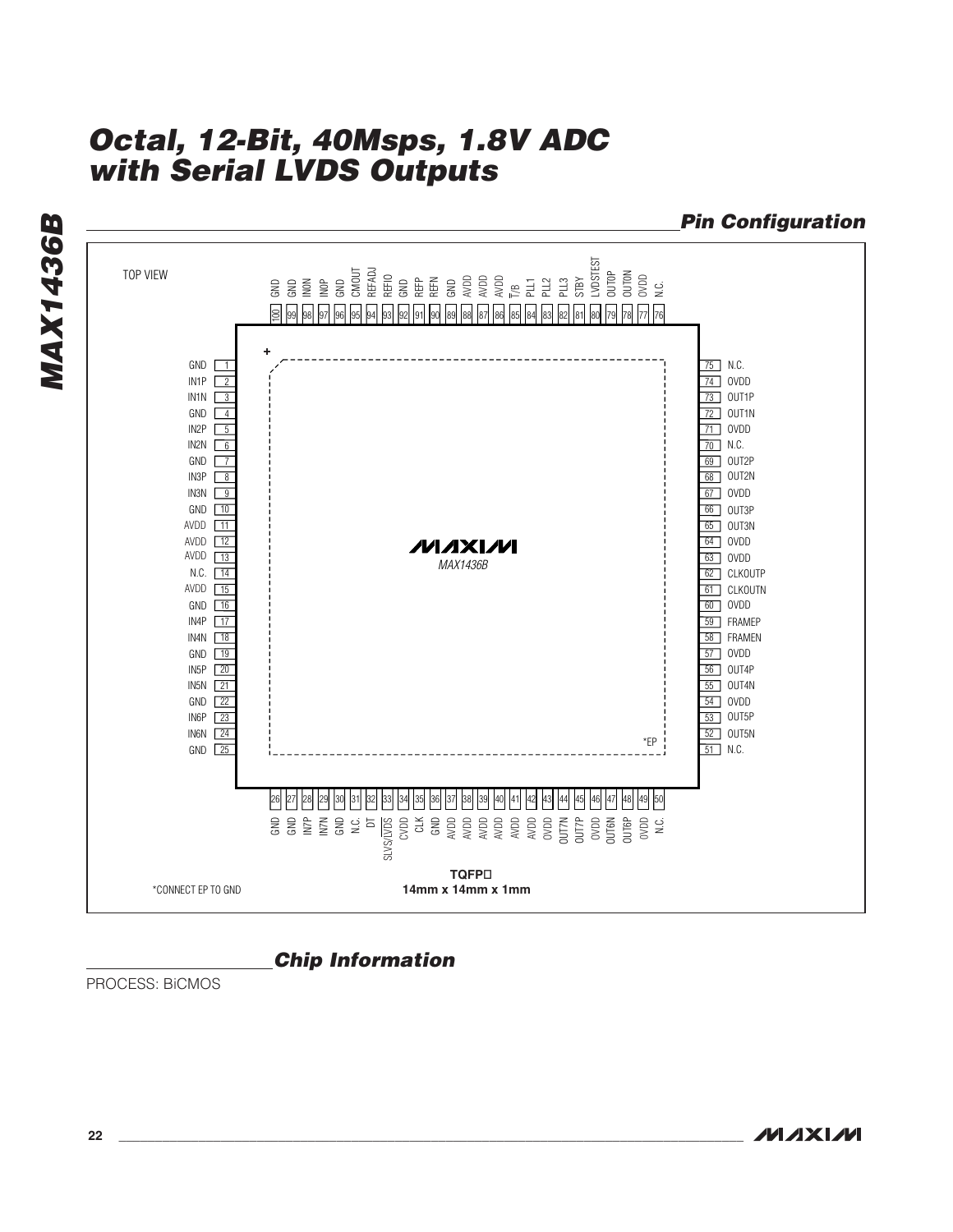## Pin Configuration

TOP VIEW

| Pin | Name | Pin | Name |
|---|---|---|---|
| 1 | GND | 51 | N.C. |
| 2 | IN1P | 52 | OUT5N |
| 3 | IN1N | 53 | OUT5P |
| 4 | GND | 54 | OVDD |
| 5 | IN2P | 55 | OUT4N |
| 6 | IN2N | 56 | OUT4P |
| 7 | GND | 57 | OVDD |
| 8 | IN3P | 58 | FRAMEN |
| 9 | IN3N | 59 | FRAMEP |
| 10 | GND | 60 | OVDD |
| 11 | AVDD | 61 | CLKOUTN |
| 12 | AVDD | 62 | CLKOUTP |
| 13 | AVDD | 63 | OVDD |
| 14 | N.C. | 64 | OVDD |
| 15 | AVDD | 65 | OUT3N |
| 16 | GND | 66 | OUT3P |
| 17 | IN4P | 67 | OVDD |
| 18 | IN4N | 68 | OUT2N |
| 19 | GND | 69 | OUT2P |
| 20 | IN5P | 70 | N.C. |
| 21 | IN5N | 71 | OVDD |
| 22 | GND | 72 | OUT1N |
| 23 | IN6P | 73 | OUT1P |
| 24 | IN6N | 74 | OVDD |
| 25 | GND | 75 | N.C. |
| 26 | GND | 76 | N.C. |
| 27 | GND | 77 | OVDD |
| 28 | IN7P | 78 | OUT0N |
| 29 | IN7N | 79 | OUT0P |
| 30 | GND | 80 | LVDSTEST |
| 31 | N.C. | 81 | STBY |
| 32 | DT | 82 | PLL3 |
| 33 | SLVS/$\overline{\text{LVDS}}$ | 83 | PLL2 |
| 34 | CVDD | 84 | PLL1 |
| 35 | CLK | 85 | T/$\overline{\text{B}}$ |
| 36 | GND | 86 | AVDD |
| 37 | AVDD | 87 | AVDD |
| 38 | AVDD | 88 | AVDD |
| 39 | AVDD | 89 | GND |
| 40 | AVDD | 90 | REFN |
| 41 | AVDD | 91 | REFP |
| 42 | AVDD | 92 | GND |
| 43 | OVDD | 93 | REFIO |
| 44 | OUT7N | 94 | REFADJ |
| 45 | OUT7P | 95 | CMOUT |
| 46 | OVDD | 96 | GND |
| 47 | OUT6N | 97 | IN0P |
| 48 | OUT6P | 98 | IN0N |
| 49 | OVDD | 99 | GND |
| 50 | N.C. | 100 | GND |

MAX1436B

*EP

TQFP
14mm x 14mm x 1mm

*CONNECT EP TO GND

## Chip Information

PROCESS: BiCMOS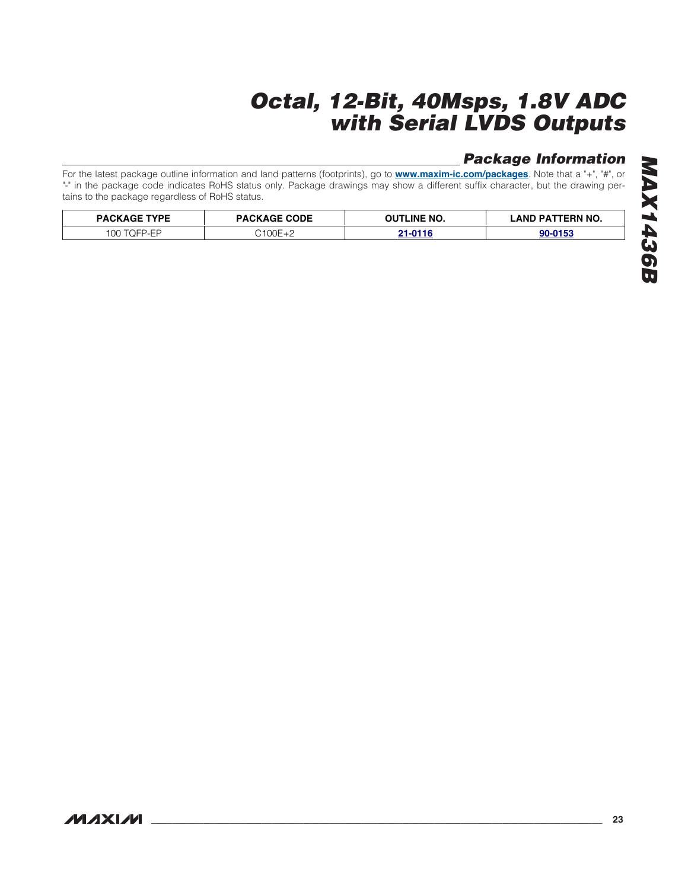## Package Information

For the latest package outline information and land patterns (footprints), go to **www.maxim-ic.com/packages**. Note that a "+", "#", or "-" in the package code indicates RoHS status only. Package drawings may show a different suffix character, but the drawing pertains to the package regardless of RoHS status.

| PACKAGE TYPE | PACKAGE CODE | OUTLINE NO. | LAND PATTERN NO. |
|---|---|---|---|
| 100 TQFP-EP | C100E+2 | 21-0116 | 90-0153 |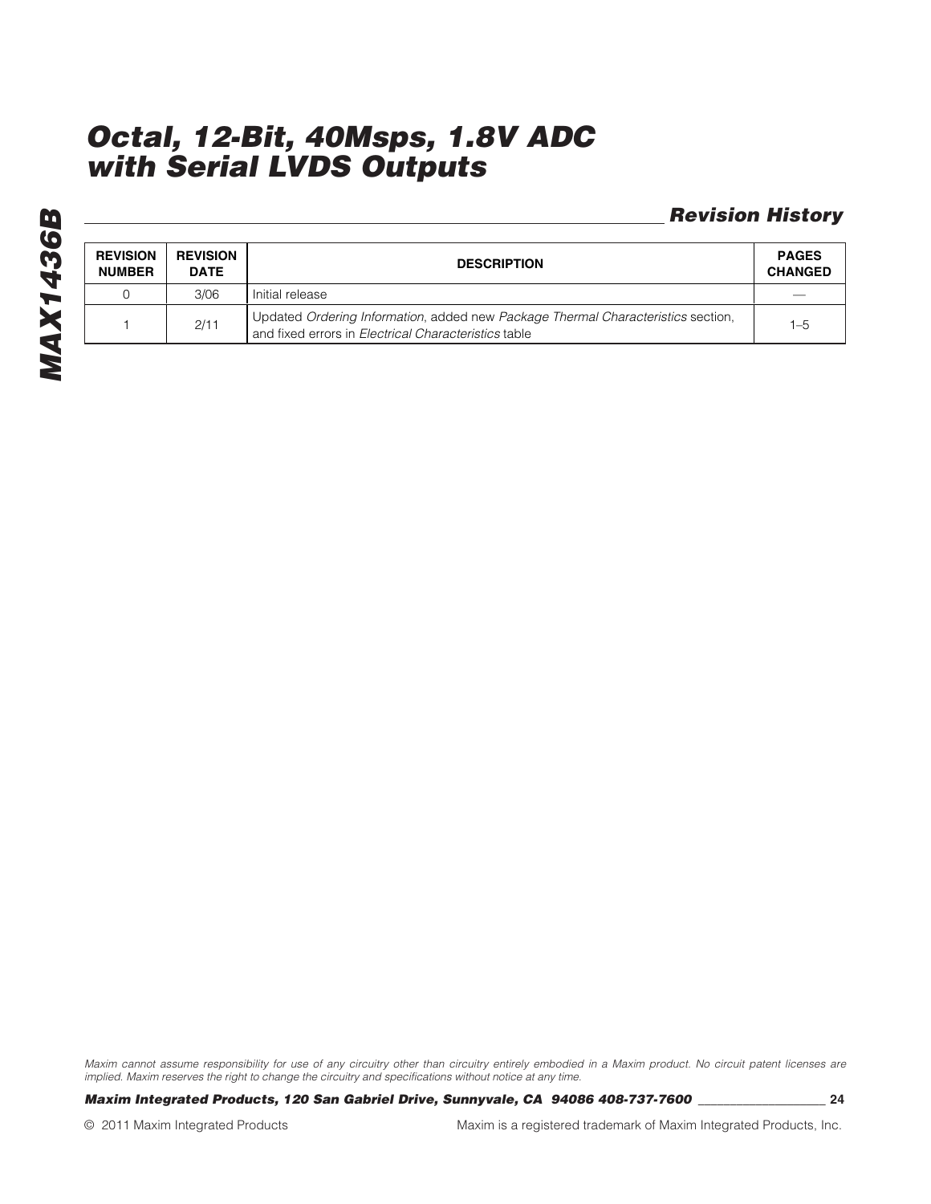## Revision History

| REVISION NUMBER | REVISION DATE | DESCRIPTION | PAGES CHANGED |
|---|---|---|---|
| 0 | 3/06 | Initial release | — |
| 1 | 2/11 | Updated *Ordering Information*, added new *Package Thermal Characteristics* section, and fixed errors in *Electrical Characteristics* table | 1–5 |

*Maxim cannot assume responsibility for use of any circuitry other than circuitry entirely embodied in a Maxim product. No circuit patent licenses are implied. Maxim reserves the right to change the circuitry and specifications without notice at any time.*

***Maxim Integrated Products, 120 San Gabriel Drive, Sunnyvale, CA 94086 408-737-7600***

© 2011 Maxim Integrated Products

Maxim is a registered trademark of Maxim Integrated Products, Inc.